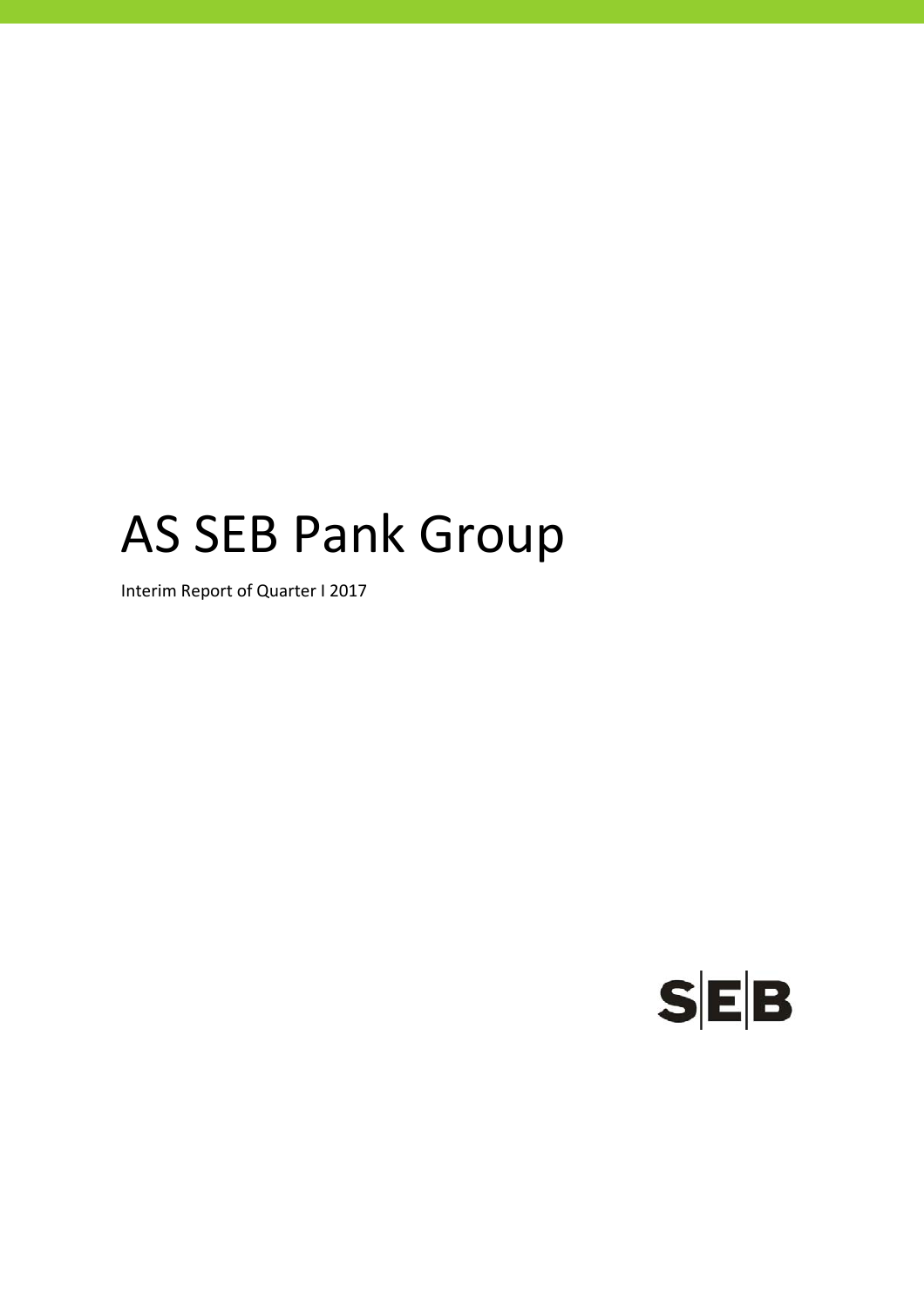# AS SEB Pank Group

Interim Report of Quarter I 2017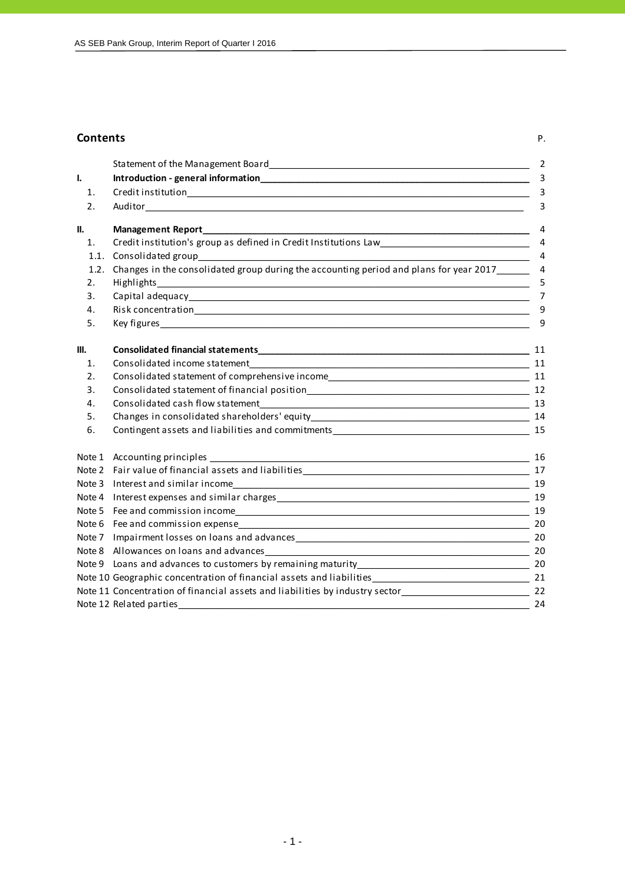## Contents

| | | P. |
|---|---|---|
| | Statement of the Management Board | 2 |
| **I.** | **Introduction - general information** | 3 |
| 1. | Credit institution | 3 |
| 2. | Auditor | 3 |
| **II.** | **Management Report** | 4 |
| 1. | Credit institution's group as defined in Credit Institutions Law | 4 |
| 1.1. | Consolidated group | 4 |
| 1.2. | Changes in the consolidated group during the accounting period and plans for year 2017 | 4 |
| 2. | Highlights | 5 |
| 3. | Capital adequacy | 7 |
| 4. | Risk concentration | 9 |
| 5. | Key figures | 9 |
| **III.** | **Consolidated financial statements** | 11 |
| 1. | Consolidated income statement | 11 |
| 2. | Consolidated statement of comprehensive income | 11 |
| 3. | Consolidated statement of financial position | 12 |
| 4. | Consolidated cash flow statement | 13 |
| 5. | Changes in consolidated shareholders' equity | 14 |
| 6. | Contingent assets and liabilities and commitments | 15 |
| Note 1 | Accounting principles | 16 |
| Note 2 | Fair value of financial assets and liabilities | 17 |
| Note 3 | Interest and similar income | 19 |
| Note 4 | Interest expenses and similar charges | 19 |
| Note 5 | Fee and commission income | 19 |
| Note 6 | Fee and commission expense | 20 |
| Note 7 | Impairment losses on loans and advances | 20 |
| Note 8 | Allowances on loans and advances | 20 |
| Note 9 | Loans and advances to customers by remaining maturity | 20 |
| Note 10 | Geographic concentration of financial assets and liabilities | 21 |
| Note 11 | Concentration of financial assets and liabilities by industry sector | 22 |
| Note 12 | Related parties | 24 |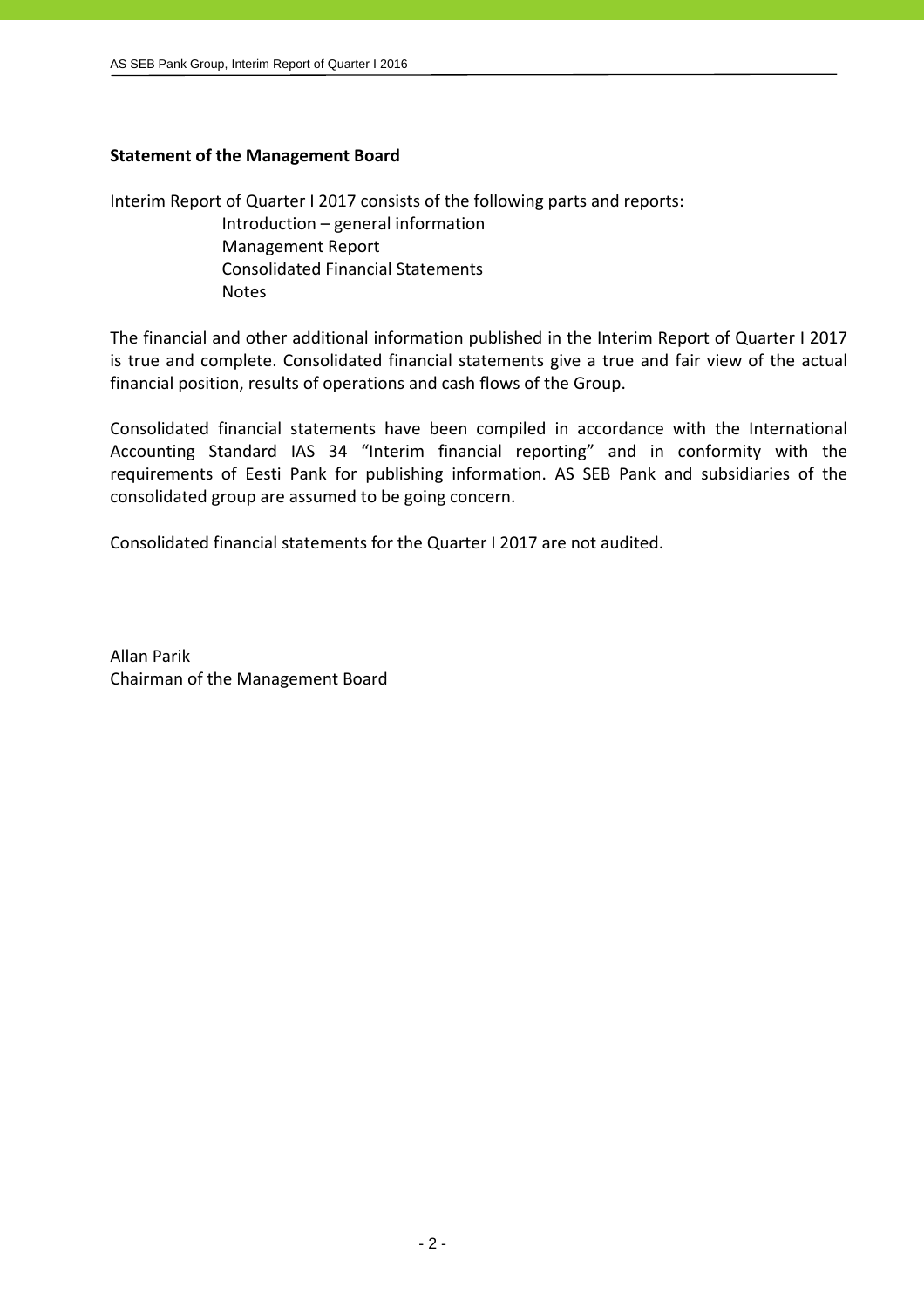**Statement of the Management Board**

Interim Report of Quarter I 2017 consists of the following parts and reports:

- Introduction – general information
- Management Report
- Consolidated Financial Statements
- Notes

The financial and other additional information published in the Interim Report of Quarter I 2017 is true and complete. Consolidated financial statements give a true and fair view of the actual financial position, results of operations and cash flows of the Group.

Consolidated financial statements have been compiled in accordance with the International Accounting Standard IAS 34 "Interim financial reporting" and in conformity with the requirements of Eesti Pank for publishing information. AS SEB Pank and subsidiaries of the consolidated group are assumed to be going concern.

Consolidated financial statements for the Quarter I 2017 are not audited.

Allan Parik
Chairman of the Management Board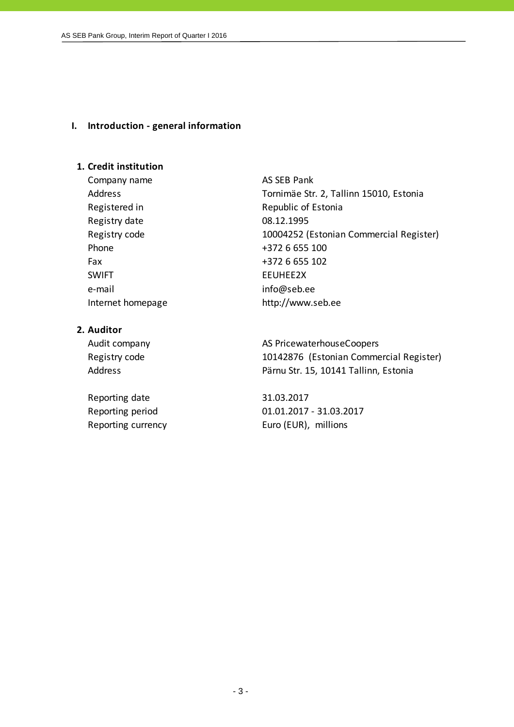# I. Introduction - general information

## 1. Credit institution

| | |
|---|---|
| Company name | AS SEB Pank |
| Address | Tornimäe Str. 2, Tallinn 15010, Estonia |
| Registered in | Republic of Estonia |
| Registry date | 08.12.1995 |
| Registry code | 10004252 (Estonian Commercial Register) |
| Phone | +372 6 655 100 |
| Fax | +372 6 655 102 |
| SWIFT | EEUHEE2X |
| e-mail | info@seb.ee |
| Internet homepage | http://www.seb.ee |

## 2. Auditor

| | |
|---|---|
| Audit company | AS PricewaterhouseCoopers |
| Registry code | 10142876 (Estonian Commercial Register) |
| Address | Pärnu Str. 15, 10141 Tallinn, Estonia |

| | |
|---|---|
| Reporting date | 31.03.2017 |
| Reporting period | 01.01.2017 - 31.03.2017 |
| Reporting currency | Euro (EUR), millions |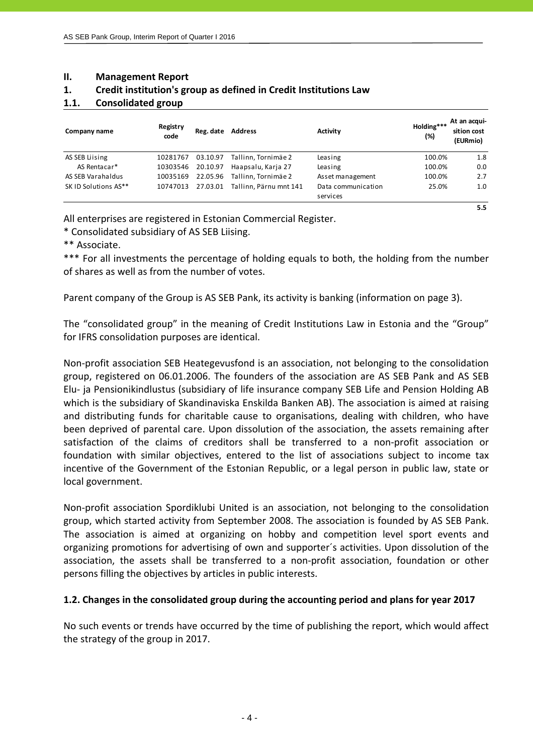## II. Management Report

### 1. Credit institution's group as defined in Credit Institutions Law

### 1.1. Consolidated group

| Company name | Registry code | Reg. date | Address | Activity | Holding*** (%) | At an acquisition cost (EURmio) |
|---|---|---|---|---|---|---|
| AS SEB Liising | 10281767 | 03.10.97 | Tallinn, Tornimäe 2 | Leasing | 100.0% | 1.8 |
| AS Rentacar* | 10303546 | 20.10.97 | Haapsalu, Karja 27 | Leasing | 100.0% | 0.0 |
| AS SEB Varahaldus | 10035169 | 22.05.96 | Tallinn, Tornimäe 2 | Asset management | 100.0% | 2.7 |
| SK ID Solutions AS** | 10747013 | 27.03.01 | Tallinn, Pärnu mnt 141 | Data communication services | 25.0% | 1.0 |
| | | | | | | **5.5** |

All enterprises are registered in Estonian Commercial Register.

* Consolidated subsidiary of AS SEB Liising.

** Associate.

*** For all investments the percentage of holding equals to both, the holding from the number of shares as well as from the number of votes.

Parent company of the Group is AS SEB Pank, its activity is banking (information on page 3).

The "consolidated group" in the meaning of Credit Institutions Law in Estonia and the "Group" for IFRS consolidation purposes are identical.

Non-profit association SEB Heategevusfond is an association, not belonging to the consolidation group, registered on 06.01.2006. The founders of the association are AS SEB Pank and AS SEB Elu- ja Pensionikindlustus (subsidiary of life insurance company SEB Life and Pension Holding AB which is the subsidiary of Skandinaviska Enskilda Banken AB). The association is aimed at raising and distributing funds for charitable cause to organisations, dealing with children, who have been deprived of parental care. Upon dissolution of the association, the assets remaining after satisfaction of the claims of creditors shall be transferred to a non-profit association or foundation with similar objectives, entered to the list of associations subject to income tax incentive of the Government of the Estonian Republic, or a legal person in public law, state or local government.

Non-profit association Spordiklubi United is an association, not belonging to the consolidation group, which started activity from September 2008. The association is founded by AS SEB Pank. The association is aimed at organizing on hobby and competition level sport events and organizing promotions for advertising of own and supporter´s activities. Upon dissolution of the association, the assets shall be transferred to a non-profit association, foundation or other persons filling the objectives by articles in public interests.

### 1.2. Changes in the consolidated group during the accounting period and plans for year 2017

No such events or trends have occurred by the time of publishing the report, which would affect the strategy of the group in 2017.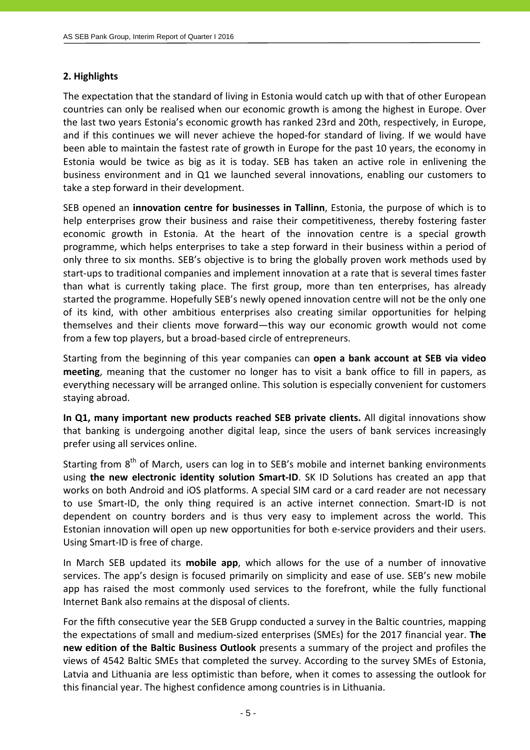## 2. Highlights

The expectation that the standard of living in Estonia would catch up with that of other European countries can only be realised when our economic growth is among the highest in Europe. Over the last two years Estonia's economic growth has ranked 23rd and 20th, respectively, in Europe, and if this continues we will never achieve the hoped-for standard of living. If we would have been able to maintain the fastest rate of growth in Europe for the past 10 years, the economy in Estonia would be twice as big as it is today. SEB has taken an active role in enlivening the business environment and in Q1 we launched several innovations, enabling our customers to take a step forward in their development.

SEB opened an **innovation centre for businesses in Tallinn**, Estonia, the purpose of which is to help enterprises grow their business and raise their competitiveness, thereby fostering faster economic growth in Estonia. At the heart of the innovation centre is a special growth programme, which helps enterprises to take a step forward in their business within a period of only three to six months. SEB's objective is to bring the globally proven work methods used by start-ups to traditional companies and implement innovation at a rate that is several times faster than what is currently taking place. The first group, more than ten enterprises, has already started the programme. Hopefully SEB's newly opened innovation centre will not be the only one of its kind, with other ambitious enterprises also creating similar opportunities for helping themselves and their clients move forward—this way our economic growth would not come from a few top players, but a broad-based circle of entrepreneurs.

Starting from the beginning of this year companies can **open a bank account at SEB via video meeting**, meaning that the customer no longer has to visit a bank office to fill in papers, as everything necessary will be arranged online. This solution is especially convenient for customers staying abroad.

**In Q1, many important new products reached SEB private clients.** All digital innovations show that banking is undergoing another digital leap, since the users of bank services increasingly prefer using all services online.

Starting from 8th of March, users can log in to SEB's mobile and internet banking environments using **the new electronic identity solution Smart-ID**. SK ID Solutions has created an app that works on both Android and iOS platforms. A special SIM card or a card reader are not necessary to use Smart-ID, the only thing required is an active internet connection. Smart-ID is not dependent on country borders and is thus very easy to implement across the world. This Estonian innovation will open up new opportunities for both e-service providers and their users. Using Smart-ID is free of charge.

In March SEB updated its **mobile app**, which allows for the use of a number of innovative services. The app's design is focused primarily on simplicity and ease of use. SEB's new mobile app has raised the most commonly used services to the forefront, while the fully functional Internet Bank also remains at the disposal of clients.

For the fifth consecutive year the SEB Grupp conducted a survey in the Baltic countries, mapping the expectations of small and medium-sized enterprises (SMEs) for the 2017 financial year. **The new edition of the Baltic Business Outlook** presents a summary of the project and profiles the views of 4542 Baltic SMEs that completed the survey. According to the survey SMEs of Estonia, Latvia and Lithuania are less optimistic than before, when it comes to assessing the outlook for this financial year. The highest confidence among countries is in Lithuania.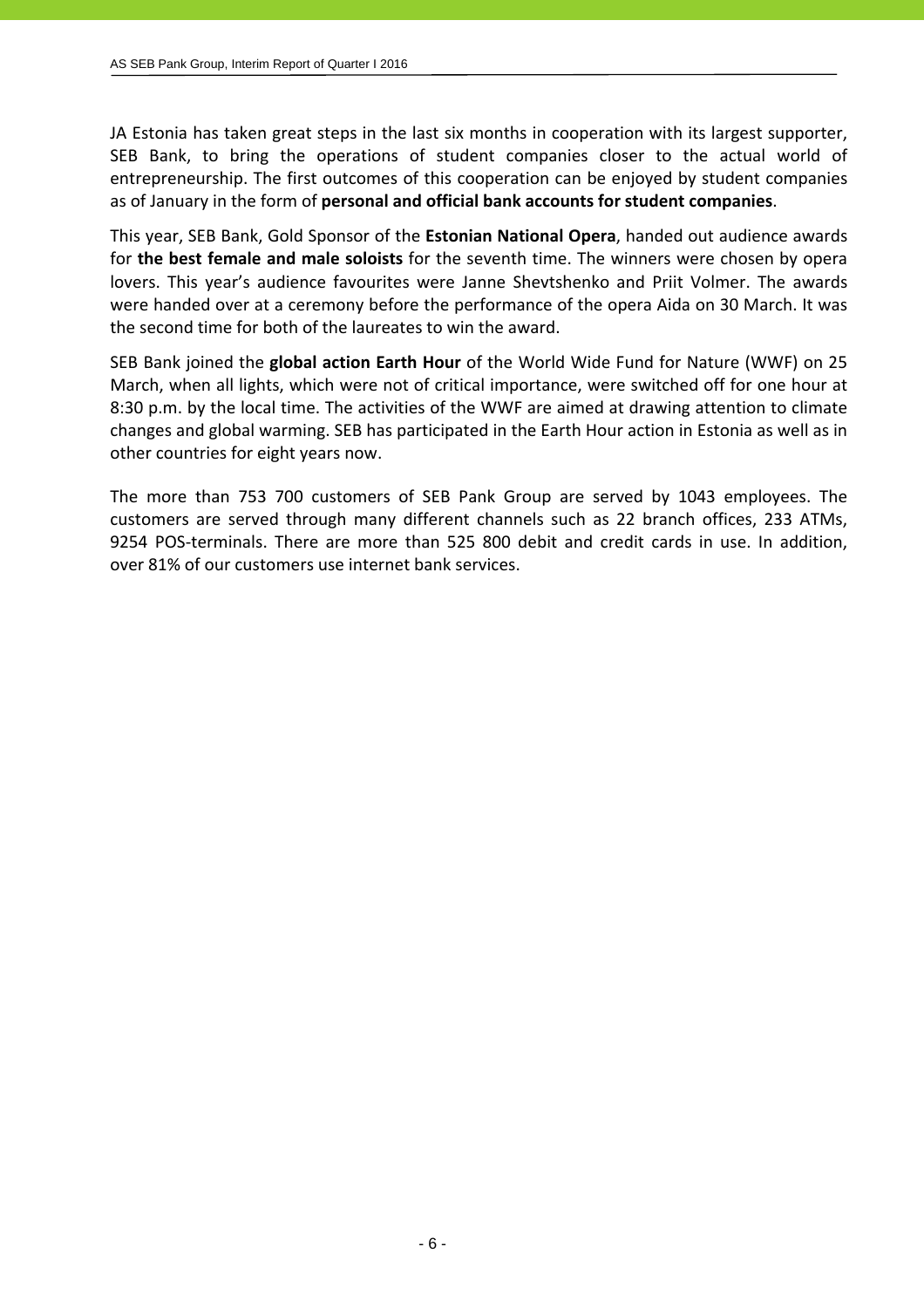JA Estonia has taken great steps in the last six months in cooperation with its largest supporter, SEB Bank, to bring the operations of student companies closer to the actual world of entrepreneurship. The first outcomes of this cooperation can be enjoyed by student companies as of January in the form of **personal and official bank accounts for student companies**.

This year, SEB Bank, Gold Sponsor of the **Estonian National Opera**, handed out audience awards for **the best female and male soloists** for the seventh time. The winners were chosen by opera lovers. This year's audience favourites were Janne Shevtshenko and Priit Volmer. The awards were handed over at a ceremony before the performance of the opera Aida on 30 March. It was the second time for both of the laureates to win the award.

SEB Bank joined the **global action Earth Hour** of the World Wide Fund for Nature (WWF) on 25 March, when all lights, which were not of critical importance, were switched off for one hour at 8:30 p.m. by the local time. The activities of the WWF are aimed at drawing attention to climate changes and global warming. SEB has participated in the Earth Hour action in Estonia as well as in other countries for eight years now.

The more than 753 700 customers of SEB Pank Group are served by 1043 employees. The customers are served through many different channels such as 22 branch offices, 233 ATMs, 9254 POS-terminals. There are more than 525 800 debit and credit cards in use. In addition, over 81% of our customers use internet bank services.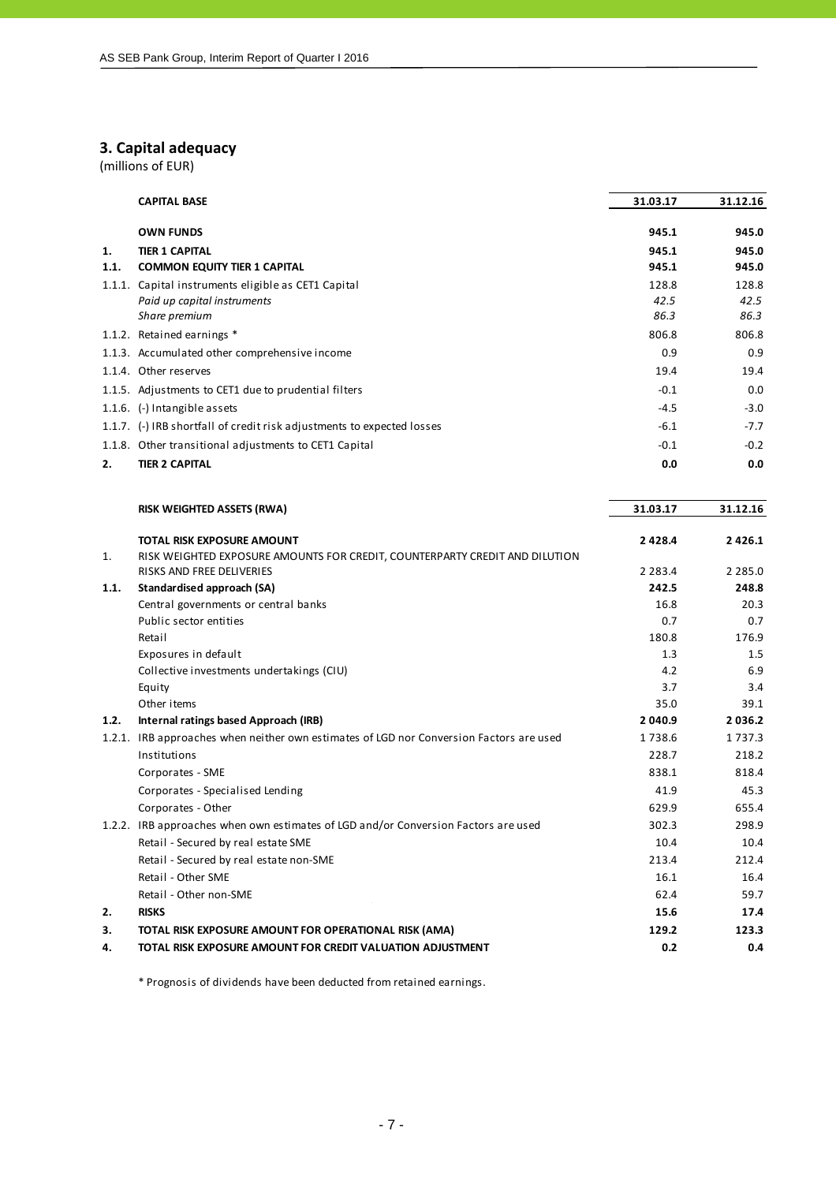## 3. Capital adequacy

(millions of EUR)

| | CAPITAL BASE | 31.03.17 | 31.12.16 |
|---|---|---|---|
| | **OWN FUNDS** | **945.1** | **945.0** |
| **1.** | **TIER 1 CAPITAL** | **945.1** | **945.0** |
| **1.1.** | **COMMON EQUITY TIER 1 CAPITAL** | **945.1** | **945.0** |
| 1.1.1. | Capital instruments eligible as CET1 Capital | 128.8 | 128.8 |
| | *Paid up capital instruments* | *42.5* | *42.5* |
| | *Share premium* | *86.3* | *86.3* |
| 1.1.2. | Retained earnings * | 806.8 | 806.8 |
| 1.1.3. | Accumulated other comprehensive income | 0.9 | 0.9 |
| 1.1.4. | Other reserves | 19.4 | 19.4 |
| 1.1.5. | Adjustments to CET1 due to prudential filters | -0.1 | 0.0 |
| 1.1.6. | (-) Intangible assets | -4.5 | -3.0 |
| 1.1.7. | (-) IRB shortfall of credit risk adjustments to expected losses | -6.1 | -7.7 |
| 1.1.8. | Other transitional adjustments to CET1 Capital | -0.1 | -0.2 |
| **2.** | **TIER 2 CAPITAL** | **0.0** | **0.0** |

| | RISK WEIGHTED ASSETS (RWA) | 31.03.17 | 31.12.16 |
|---|---|---|---|
| | **TOTAL RISK EXPOSURE AMOUNT** | **2 428.4** | **2 426.1** |
| 1. | RISK WEIGHTED EXPOSURE AMOUNTS FOR CREDIT, COUNTERPARTY CREDIT AND DILUTION RISKS AND FREE DELIVERIES | 2 283.4 | 2 285.0 |
| **1.1.** | **Standardised approach (SA)** | **242.5** | **248.8** |
| | Central governments or central banks | 16.8 | 20.3 |
| | Public sector entities | 0.7 | 0.7 |
| | Retail | 180.8 | 176.9 |
| | Exposures in default | 1.3 | 1.5 |
| | Collective investments undertakings (CIU) | 4.2 | 6.9 |
| | Equity | 3.7 | 3.4 |
| | Other items | 35.0 | 39.1 |
| **1.2.** | **Internal ratings based Approach (IRB)** | **2 040.9** | **2 036.2** |
| 1.2.1. | IRB approaches when neither own estimates of LGD nor Conversion Factors are used | 1 738.6 | 1 737.3 |
| | Institutions | 228.7 | 218.2 |
| | Corporates - SME | 838.1 | 818.4 |
| | Corporates - Specialised Lending | 41.9 | 45.3 |
| | Corporates - Other | 629.9 | 655.4 |
| 1.2.2. | IRB approaches when own estimates of LGD and/or Conversion Factors are used | 302.3 | 298.9 |
| | Retail - Secured by real estate SME | 10.4 | 10.4 |
| | Retail - Secured by real estate non-SME | 213.4 | 212.4 |
| | Retail - Other SME | 16.1 | 16.4 |
| | Retail - Other non-SME | 62.4 | 59.7 |
| **2.** | **RISKS** | **15.6** | **17.4** |
| **3.** | **TOTAL RISK EXPOSURE AMOUNT FOR OPERATIONAL RISK (AMA)** | **129.2** | **123.3** |
| **4.** | **TOTAL RISK EXPOSURE AMOUNT FOR CREDIT VALUATION ADJUSTMENT** | **0.2** | **0.4** |

* Prognosis of dividends have been deducted from retained earnings.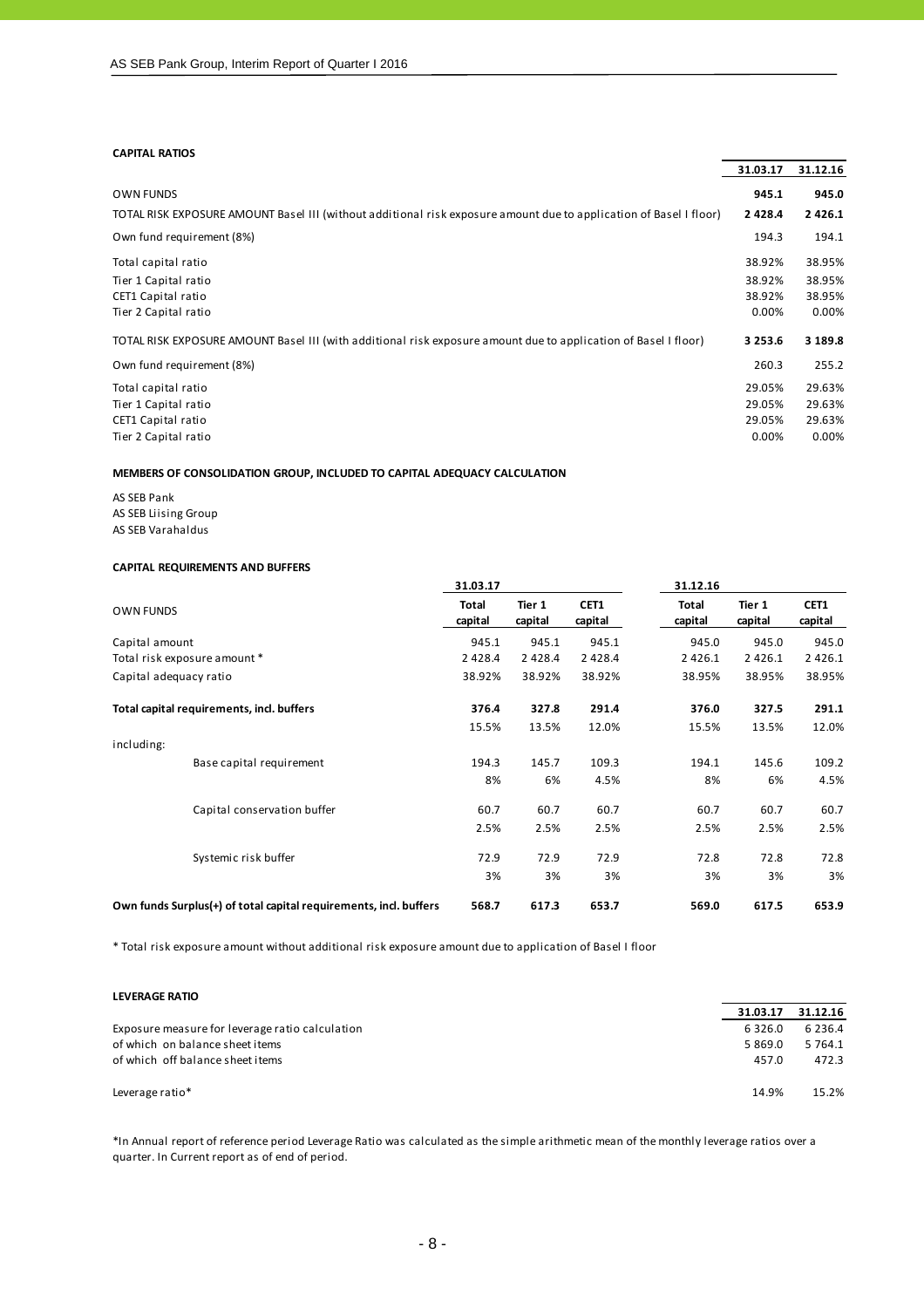**CAPITAL RATIOS**

| | 31.03.17 | 31.12.16 |
|---|---|---|
| OWN FUNDS | **945.1** | **945.0** |
| TOTAL RISK EXPOSURE AMOUNT Basel III (without additional risk exposure amount due to application of Basel I floor) | **2 428.4** | **2 426.1** |
| Own fund requirement (8%) | 194.3 | 194.1 |
| Total capital ratio | 38.92% | 38.95% |
| Tier 1 Capital ratio | 38.92% | 38.95% |
| CET1 Capital ratio | 38.92% | 38.95% |
| Tier 2 Capital ratio | 0.00% | 0.00% |
| TOTAL RISK EXPOSURE AMOUNT Basel III (with additional risk exposure amount due to application of Basel I floor) | **3 253.6** | **3 189.8** |
| Own fund requirement (8%) | 260.3 | 255.2 |
| Total capital ratio | 29.05% | 29.63% |
| Tier 1 Capital ratio | 29.05% | 29.63% |
| CET1 Capital ratio | 29.05% | 29.63% |
| Tier 2 Capital ratio | 0.00% | 0.00% |

**MEMBERS OF CONSOLIDATION GROUP, INCLUDED TO CAPITAL ADEQUACY CALCULATION**

AS SEB Pank
AS SEB Liising Group
AS SEB Varahaldus

**CAPITAL REQUIREMENTS AND BUFFERS**

| | 31.03.17 | | | 31.12.16 | | |
|---|---|---|---|---|---|---|
| OWN FUNDS | **Total capital** | **Tier 1 capital** | **CET1 capital** | **Total capital** | **Tier 1 capital** | **CET1 capital** |
| Capital amount | 945.1 | 945.1 | 945.1 | 945.0 | 945.0 | 945.0 |
| Total risk exposure amount * | 2 428.4 | 2 428.4 | 2 428.4 | 2 426.1 | 2 426.1 | 2 426.1 |
| Capital adequacy ratio | 38.92% | 38.92% | 38.92% | 38.95% | 38.95% | 38.95% |
| **Total capital requirements, incl. buffers** | **376.4** | **327.8** | **291.4** | **376.0** | **327.5** | **291.1** |
| | 15.5% | 13.5% | 12.0% | 15.5% | 13.5% | 12.0% |
| including: | | | | | | |
| Base capital requirement | 194.3 | 145.7 | 109.3 | 194.1 | 145.6 | 109.2 |
| | 8% | 6% | 4.5% | 8% | 6% | 4.5% |
| Capital conservation buffer | 60.7 | 60.7 | 60.7 | 60.7 | 60.7 | 60.7 |
| | 2.5% | 2.5% | 2.5% | 2.5% | 2.5% | 2.5% |
| Systemic risk buffer | 72.9 | 72.9 | 72.9 | 72.8 | 72.8 | 72.8 |
| | 3% | 3% | 3% | 3% | 3% | 3% |
| **Own funds Surplus(+) of total capital requirements, incl. buffers** | **568.7** | **617.3** | **653.7** | **569.0** | **617.5** | **653.9** |

* Total risk exposure amount without additional risk exposure amount due to application of Basel I floor

**LEVERAGE RATIO**

| | 31.03.17 | 31.12.16 |
|---|---|---|
| Exposure measure for leverage ratio calculation | 6 326.0 | 6 236.4 |
| of which on balance sheet items | 5 869.0 | 5 764.1 |
| of which off balance sheet items | 457.0 | 472.3 |
| Leverage ratio* | 14.9% | 15.2% |

*In Annual report of reference period Leverage Ratio was calculated as the simple arithmetic mean of the monthly leverage ratios over a quarter. In Current report as of end of period.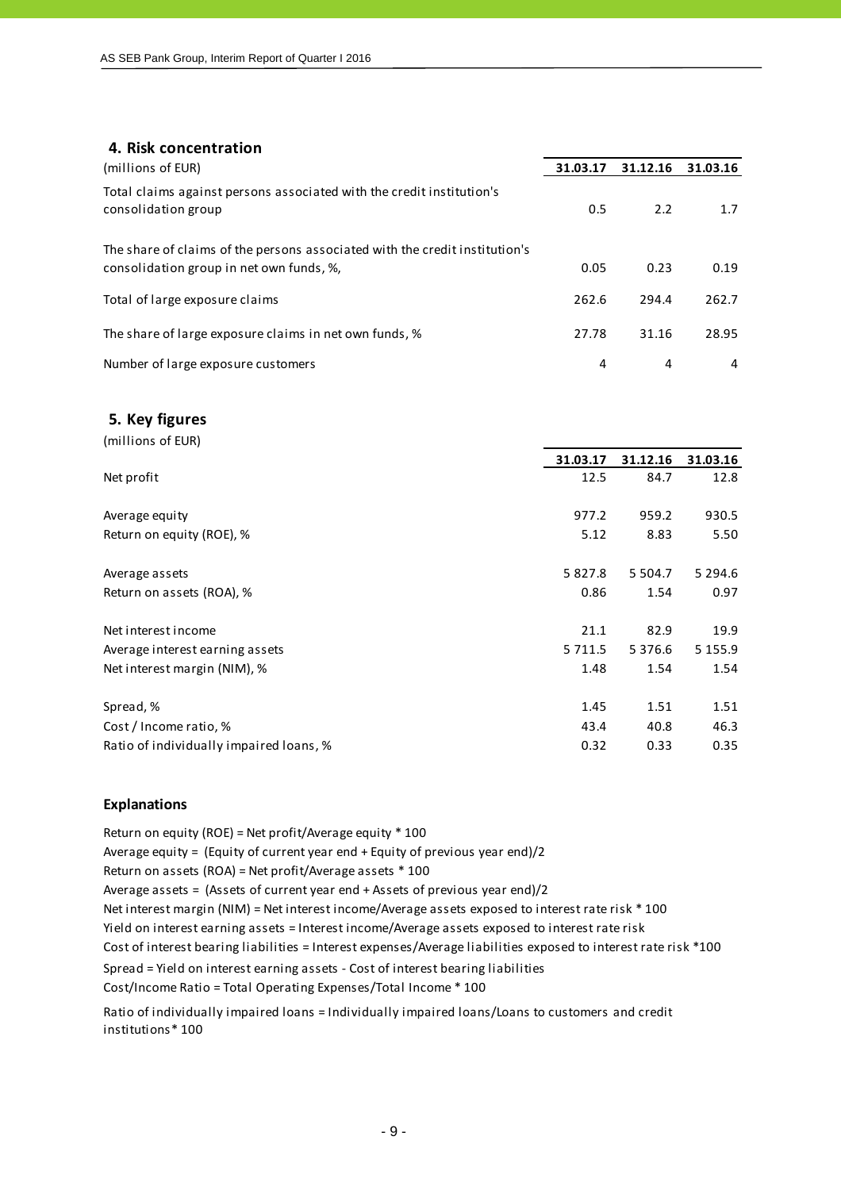## 4. Risk concentration

| (millions of EUR) | 31.03.17 | 31.12.16 | 31.03.16 |
|---|---|---|---|
| Total claims against persons associated with the credit institution's consolidation group | 0.5 | 2.2 | 1.7 |
| The share of claims of the persons associated with the credit institution's consolidation group in net own funds, %, | 0.05 | 0.23 | 0.19 |
| Total of large exposure claims | 262.6 | 294.4 | 262.7 |
| The share of large exposure claims in net own funds, % | 27.78 | 31.16 | 28.95 |
| Number of large exposure customers | 4 | 4 | 4 |

## 5. Key figures

(millions of EUR)

| | 31.03.17 | 31.12.16 | 31.03.16 |
|---|---|---|---|
| Net profit | 12.5 | 84.7 | 12.8 |
| Average equity | 977.2 | 959.2 | 930.5 |
| Return on equity (ROE), % | 5.12 | 8.83 | 5.50 |
| Average assets | 5 827.8 | 5 504.7 | 5 294.6 |
| Return on assets (ROA), % | 0.86 | 1.54 | 0.97 |
| Net interest income | 21.1 | 82.9 | 19.9 |
| Average interest earning assets | 5 711.5 | 5 376.6 | 5 155.9 |
| Net interest margin (NIM), % | 1.48 | 1.54 | 1.54 |
| Spread, % | 1.45 | 1.51 | 1.51 |
| Cost / Income ratio, % | 43.4 | 40.8 | 46.3 |
| Ratio of individually impaired loans, % | 0.32 | 0.33 | 0.35 |

### Explanations

Return on equity (ROE) = Net profit/Average equity * 100
Average equity = (Equity of current year end + Equity of previous year end)/2
Return on assets (ROA) = Net profit/Average assets * 100
Average assets = (Assets of current year end + Assets of previous year end)/2
Net interest margin (NIM) = Net interest income/Average assets exposed to interest rate risk * 100
Yield on interest earning assets = Interest income/Average assets exposed to interest rate risk
Cost of interest bearing liabilities = Interest expenses/Average liabilities exposed to interest rate risk *100
Spread = Yield on interest earning assets - Cost of interest bearing liabilities
Cost/Income Ratio = Total Operating Expenses/Total Income * 100

Ratio of individually impaired loans = Individually impaired loans/Loans to customers and credit institutions* 100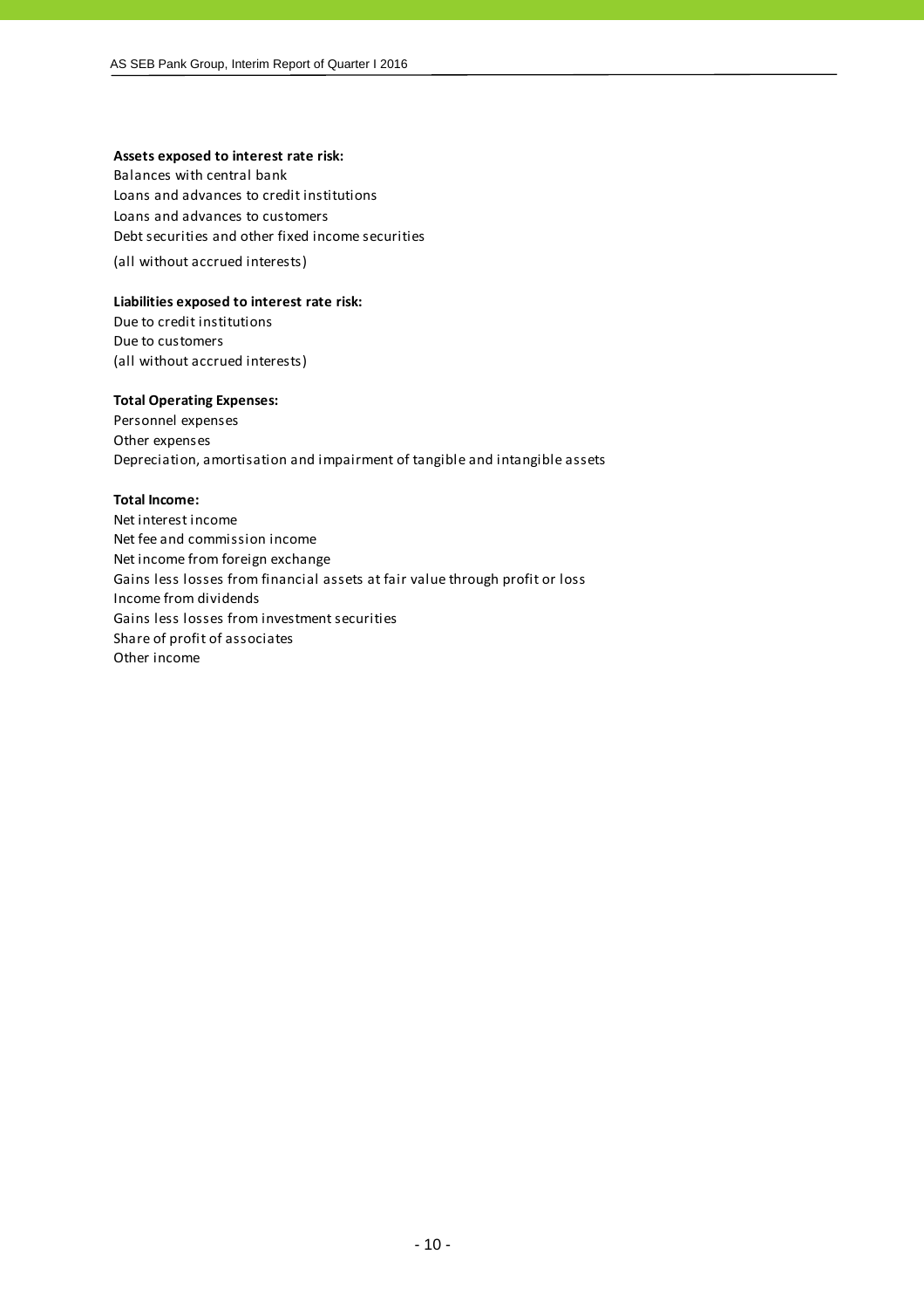**Assets exposed to interest rate risk:**

Balances with central bank
Loans and advances to credit institutions
Loans and advances to customers
Debt securities and other fixed income securities
(all without accrued interests)

**Liabilities exposed to interest rate risk:**

Due to credit institutions
Due to customers
(all without accrued interests)

**Total Operating Expenses:**

Personnel expenses
Other expenses
Depreciation, amortisation and impairment of tangible and intangible assets

**Total Income:**

Net interest income
Net fee and commission income
Net income from foreign exchange
Gains less losses from financial assets at fair value through profit or loss
Income from dividends
Gains less losses from investment securities
Share of profit of associates
Other income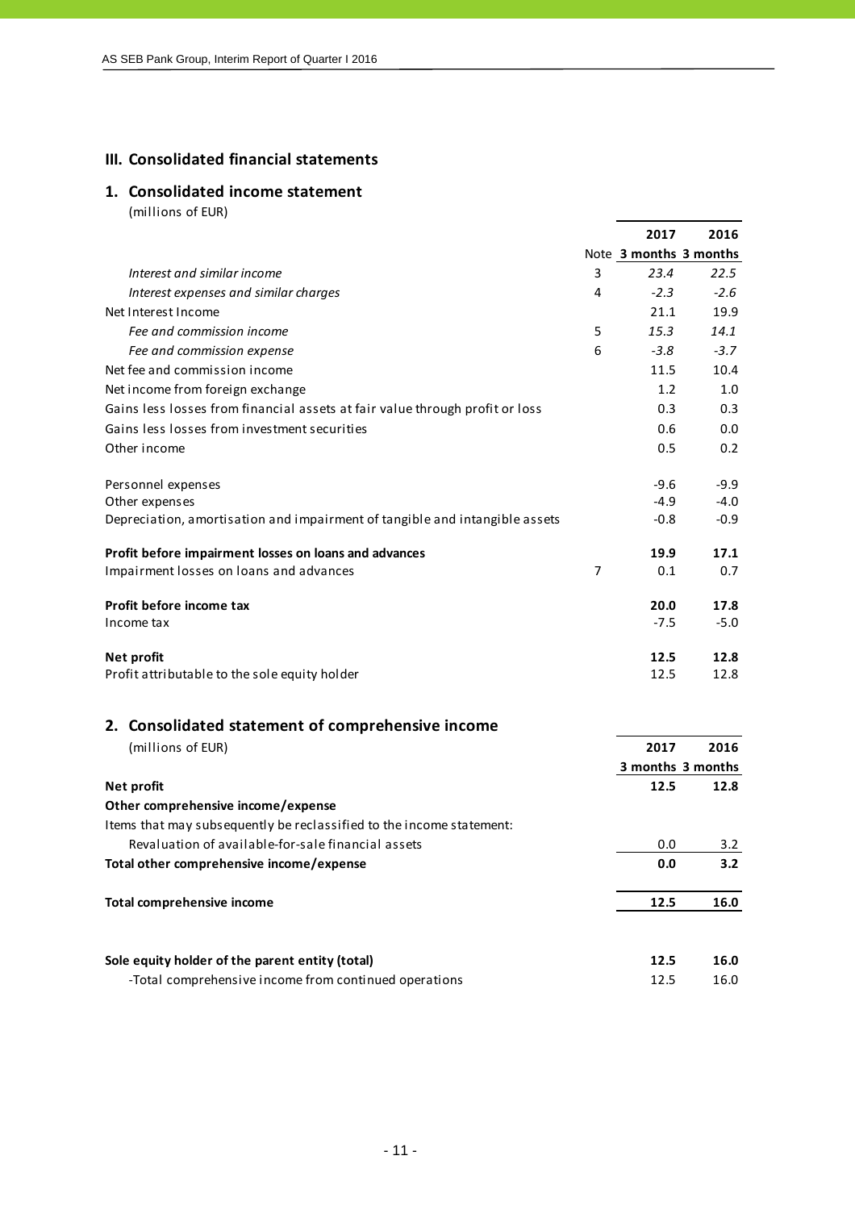## III. Consolidated financial statements

### 1. Consolidated income statement

(millions of EUR)

| | Note | 2017 3 months | 2016 3 months |
|---|---|---|---|
| *Interest and similar income* | 3 | *23.4* | *22.5* |
| *Interest expenses and similar charges* | 4 | *-2.3* | *-2.6* |
| Net Interest Income | | 21.1 | 19.9 |
| *Fee and commission income* | 5 | *15.3* | *14.1* |
| *Fee and commission expense* | 6 | *-3.8* | *-3.7* |
| Net fee and commission income | | 11.5 | 10.4 |
| Net income from foreign exchange | | 1.2 | 1.0 |
| Gains less losses from financial assets at fair value through profit or loss | | 0.3 | 0.3 |
| Gains less losses from investment securities | | 0.6 | 0.0 |
| Other income | | 0.5 | 0.2 |
| Personnel expenses | | -9.6 | -9.9 |
| Other expenses | | -4.9 | -4.0 |
| Depreciation, amortisation and impairment of tangible and intangible assets | | -0.8 | -0.9 |
| **Profit before impairment losses on loans and advances** | | **19.9** | **17.1** |
| Impairment losses on loans and advances | 7 | 0.1 | 0.7 |
| **Profit before income tax** | | **20.0** | **17.8** |
| Income tax | | -7.5 | -5.0 |
| **Net profit** | | **12.5** | **12.8** |
| Profit attributable to the sole equity holder | | 12.5 | 12.8 |

### 2. Consolidated statement of comprehensive income

(millions of EUR)

| | 2017 3 months | 2016 3 months |
|---|---|---|
| **Net profit** | **12.5** | **12.8** |
| **Other comprehensive income/expense** | | |
| Items that may subsequently be reclassified to the income statement: | | |
| Revaluation of available-for-sale financial assets | 0.0 | 3.2 |
| **Total other comprehensive income/expense** | **0.0** | **3.2** |
| **Total comprehensive income** | **12.5** | **16.0** |
| **Sole equity holder of the parent entity (total)** | **12.5** | **16.0** |
| -Total comprehensive income from continued operations | 12.5 | 16.0 |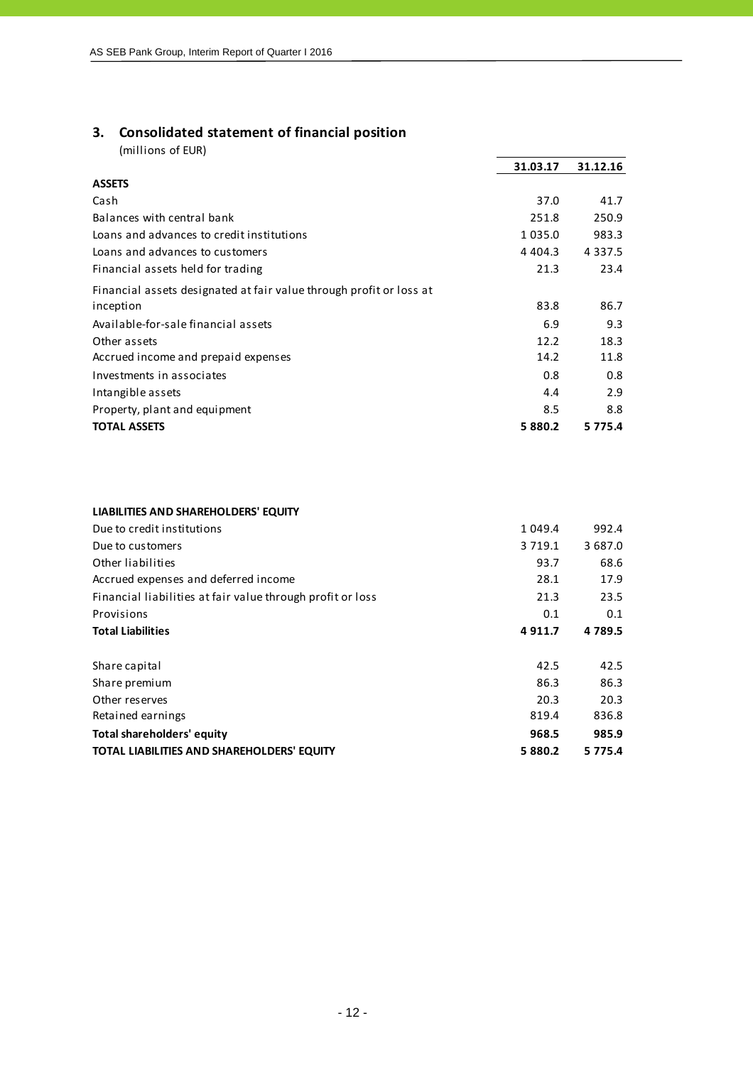## 3. Consolidated statement of financial position

(millions of EUR)

| | 31.03.17 | 31.12.16 |
|---|---|---|
| **ASSETS** | | |
| Cash | 37.0 | 41.7 |
| Balances with central bank | 251.8 | 250.9 |
| Loans and advances to credit institutions | 1 035.0 | 983.3 |
| Loans and advances to customers | 4 404.3 | 4 337.5 |
| Financial assets held for trading | 21.3 | 23.4 |
| Financial assets designated at fair value through profit or loss at inception | 83.8 | 86.7 |
| Available-for-sale financial assets | 6.9 | 9.3 |
| Other assets | 12.2 | 18.3 |
| Accrued income and prepaid expenses | 14.2 | 11.8 |
| Investments in associates | 0.8 | 0.8 |
| Intangible assets | 4.4 | 2.9 |
| Property, plant and equipment | 8.5 | 8.8 |
| **TOTAL ASSETS** | **5 880.2** | **5 775.4** |

| | 31.03.17 | 31.12.16 |
|---|---|---|
| **LIABILITIES AND SHAREHOLDERS' EQUITY** | | |
| Due to credit institutions | 1 049.4 | 992.4 |
| Due to customers | 3 719.1 | 3 687.0 |
| Other liabilities | 93.7 | 68.6 |
| Accrued expenses and deferred income | 28.1 | 17.9 |
| Financial liabilities at fair value through profit or loss | 21.3 | 23.5 |
| Provisions | 0.1 | 0.1 |
| **Total Liabilities** | **4 911.7** | **4 789.5** |
| | | |
| Share capital | 42.5 | 42.5 |
| Share premium | 86.3 | 86.3 |
| Other reserves | 20.3 | 20.3 |
| Retained earnings | 819.4 | 836.8 |
| **Total shareholders' equity** | **968.5** | **985.9** |
| **TOTAL LIABILITIES AND SHAREHOLDERS' EQUITY** | **5 880.2** | **5 775.4** |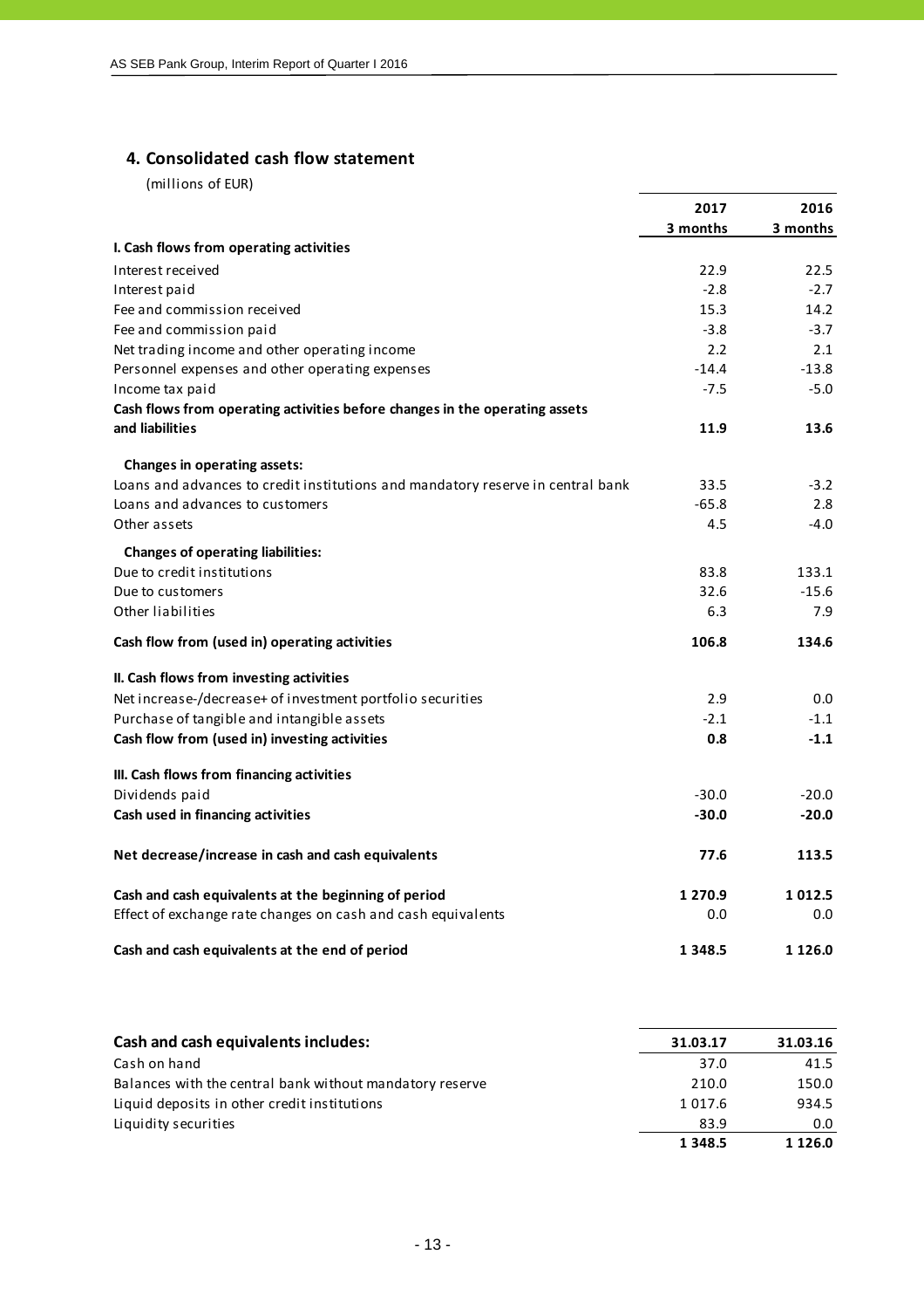## 4. Consolidated cash flow statement

(millions of EUR)

| | 2017 3 months | 2016 3 months |
|---|---|---|
| **I. Cash flows from operating activities** | | |
| Interest received | 22.9 | 22.5 |
| Interest paid | -2.8 | -2.7 |
| Fee and commission received | 15.3 | 14.2 |
| Fee and commission paid | -3.8 | -3.7 |
| Net trading income and other operating income | 2.2 | 2.1 |
| Personnel expenses and other operating expenses | -14.4 | -13.8 |
| Income tax paid | -7.5 | -5.0 |
| **Cash flows from operating activities before changes in the operating assets and liabilities** | **11.9** | **13.6** |
| **Changes in operating assets:** | | |
| Loans and advances to credit institutions and mandatory reserve in central bank | 33.5 | -3.2 |
| Loans and advances to customers | -65.8 | 2.8 |
| Other assets | 4.5 | -4.0 |
| **Changes of operating liabilities:** | | |
| Due to credit institutions | 83.8 | 133.1 |
| Due to customers | 32.6 | -15.6 |
| Other liabilities | 6.3 | 7.9 |
| **Cash flow from (used in) operating activities** | **106.8** | **134.6** |
| **II. Cash flows from investing activities** | | |
| Net increase-/decrease+ of investment portfolio securities | 2.9 | 0.0 |
| Purchase of tangible and intangible assets | -2.1 | -1.1 |
| **Cash flow from (used in) investing activities** | **0.8** | **-1.1** |
| **III. Cash flows from financing activities** | | |
| Dividends paid | -30.0 | -20.0 |
| **Cash used in financing activities** | **-30.0** | **-20.0** |
| **Net decrease/increase in cash and cash equivalents** | **77.6** | **113.5** |
| **Cash and cash equivalents at the beginning of period** | **1 270.9** | **1 012.5** |
| Effect of exchange rate changes on cash and cash equivalents | 0.0 | 0.0 |
| **Cash and cash equivalents at the end of period** | **1 348.5** | **1 126.0** |

| **Cash and cash equivalents includes:** | **31.03.17** | **31.03.16** |
|---|---|---|
| Cash on hand | 37.0 | 41.5 |
| Balances with the central bank without mandatory reserve | 210.0 | 150.0 |
| Liquid deposits in other credit institutions | 1 017.6 | 934.5 |
| Liquidity securities | 83.9 | 0.0 |
| | **1 348.5** | **1 126.0** |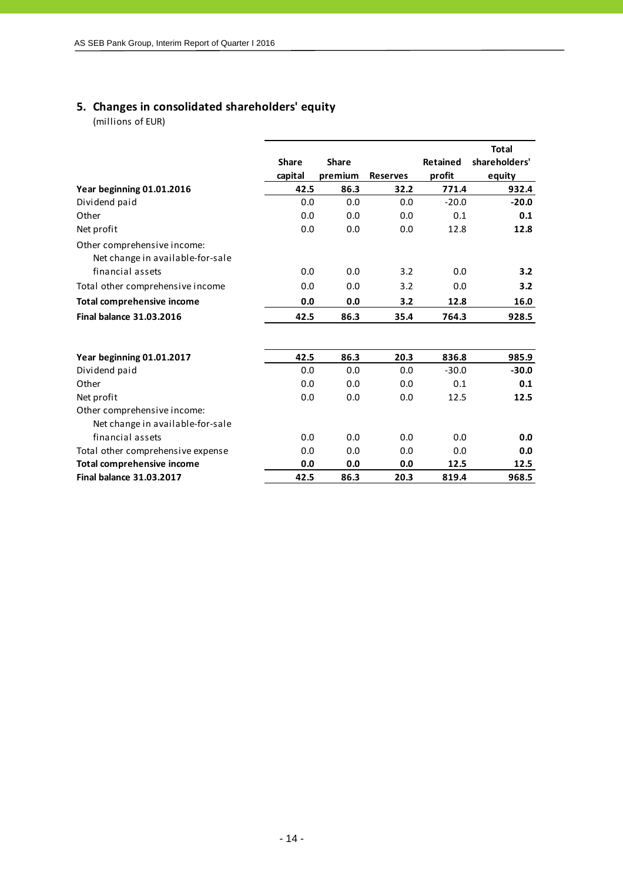## 5. Changes in consolidated shareholders' equity

(millions of EUR)

| | Share capital | Share premium | Reserves | Retained profit | Total shareholders' equity |
|---|---|---|---|---|---|
| **Year beginning 01.01.2016** | **42.5** | **86.3** | **32.2** | **771.4** | **932.4** |
| Dividend paid | 0.0 | 0.0 | 0.0 | -20.0 | **-20.0** |
| Other | 0.0 | 0.0 | 0.0 | 0.1 | **0.1** |
| Net profit | 0.0 | 0.0 | 0.0 | 12.8 | **12.8** |
| Other comprehensive income: | | | | | |
| Net change in available-for-sale financial assets | 0.0 | 0.0 | 3.2 | 0.0 | **3.2** |
| Total other comprehensive income | 0.0 | 0.0 | 3.2 | 0.0 | **3.2** |
| **Total comprehensive income** | **0.0** | **0.0** | **3.2** | **12.8** | **16.0** |
| **Final balance 31.03.2016** | **42.5** | **86.3** | **35.4** | **764.3** | **928.5** |
| | | | | | |
| **Year beginning 01.01.2017** | **42.5** | **86.3** | **20.3** | **836.8** | **985.9** |
| Dividend paid | 0.0 | 0.0 | 0.0 | -30.0 | **-30.0** |
| Other | 0.0 | 0.0 | 0.0 | 0.1 | **0.1** |
| Net profit | 0.0 | 0.0 | 0.0 | 12.5 | **12.5** |
| Other comprehensive income: | | | | | |
| Net change in available-for-sale financial assets | 0.0 | 0.0 | 0.0 | 0.0 | **0.0** |
| Total other comprehensive expense | 0.0 | 0.0 | 0.0 | 0.0 | **0.0** |
| **Total comprehensive income** | **0.0** | **0.0** | **0.0** | **12.5** | **12.5** |
| **Final balance 31.03.2017** | **42.5** | **86.3** | **20.3** | **819.4** | **968.5** |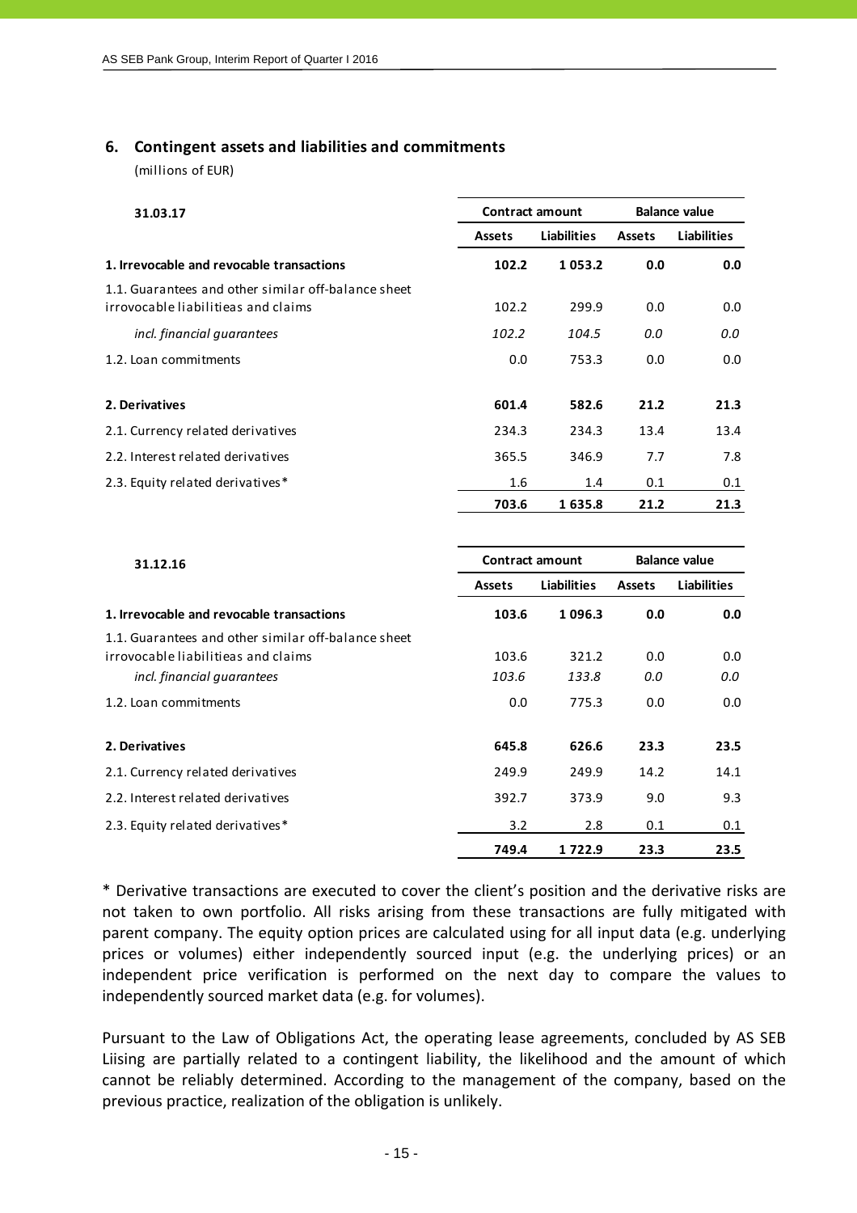## 6. Contingent assets and liabilities and commitments

(millions of EUR)

| 31.03.17 | Contract amount | | Balance value | |
|---|---|---|---|---|
| | **Assets** | **Liabilities** | **Assets** | **Liabilities** |
| **1. Irrevocable and revocable transactions** | **102.2** | **1 053.2** | **0.0** | **0.0** |
| 1.1. Guarantees and other similar off-balance sheet irrovocable liabilitieas and claims | 102.2 | 299.9 | 0.0 | 0.0 |
| *incl. financial guarantees* | *102.2* | *104.5* | *0.0* | *0.0* |
| 1.2. Loan commitments | 0.0 | 753.3 | 0.0 | 0.0 |
| **2. Derivatives** | **601.4** | **582.6** | **21.2** | **21.3** |
| 2.1. Currency related derivatives | 234.3 | 234.3 | 13.4 | 13.4 |
| 2.2. Interest related derivatives | 365.5 | 346.9 | 7.7 | 7.8 |
| 2.3. Equity related derivatives* | 1.6 | 1.4 | 0.1 | 0.1 |
| | **703.6** | **1 635.8** | **21.2** | **21.3** |

| 31.12.16 | Contract amount | | Balance value | |
|---|---|---|---|---|
| | **Assets** | **Liabilities** | **Assets** | **Liabilities** |
| **1. Irrevocable and revocable transactions** | **103.6** | **1 096.3** | **0.0** | **0.0** |
| 1.1. Guarantees and other similar off-balance sheet irrovocable liabilitieas and claims | 103.6 | 321.2 | 0.0 | 0.0 |
| *incl. financial guarantees* | *103.6* | *133.8* | *0.0* | *0.0* |
| 1.2. Loan commitments | 0.0 | 775.3 | 0.0 | 0.0 |
| **2. Derivatives** | **645.8** | **626.6** | **23.3** | **23.5** |
| 2.1. Currency related derivatives | 249.9 | 249.9 | 14.2 | 14.1 |
| 2.2. Interest related derivatives | 392.7 | 373.9 | 9.0 | 9.3 |
| 2.3. Equity related derivatives* | 3.2 | 2.8 | 0.1 | 0.1 |
| | **749.4** | **1 722.9** | **23.3** | **23.5** |

* Derivative transactions are executed to cover the client's position and the derivative risks are not taken to own portfolio. All risks arising from these transactions are fully mitigated with parent company. The equity option prices are calculated using for all input data (e.g. underlying prices or volumes) either independently sourced input (e.g. the underlying prices) or an independent price verification is performed on the next day to compare the values to independently sourced market data (e.g. for volumes).

Pursuant to the Law of Obligations Act, the operating lease agreements, concluded by AS SEB Liising are partially related to a contingent liability, the likelihood and the amount of which cannot be reliably determined. According to the management of the company, based on the previous practice, realization of the obligation is unlikely.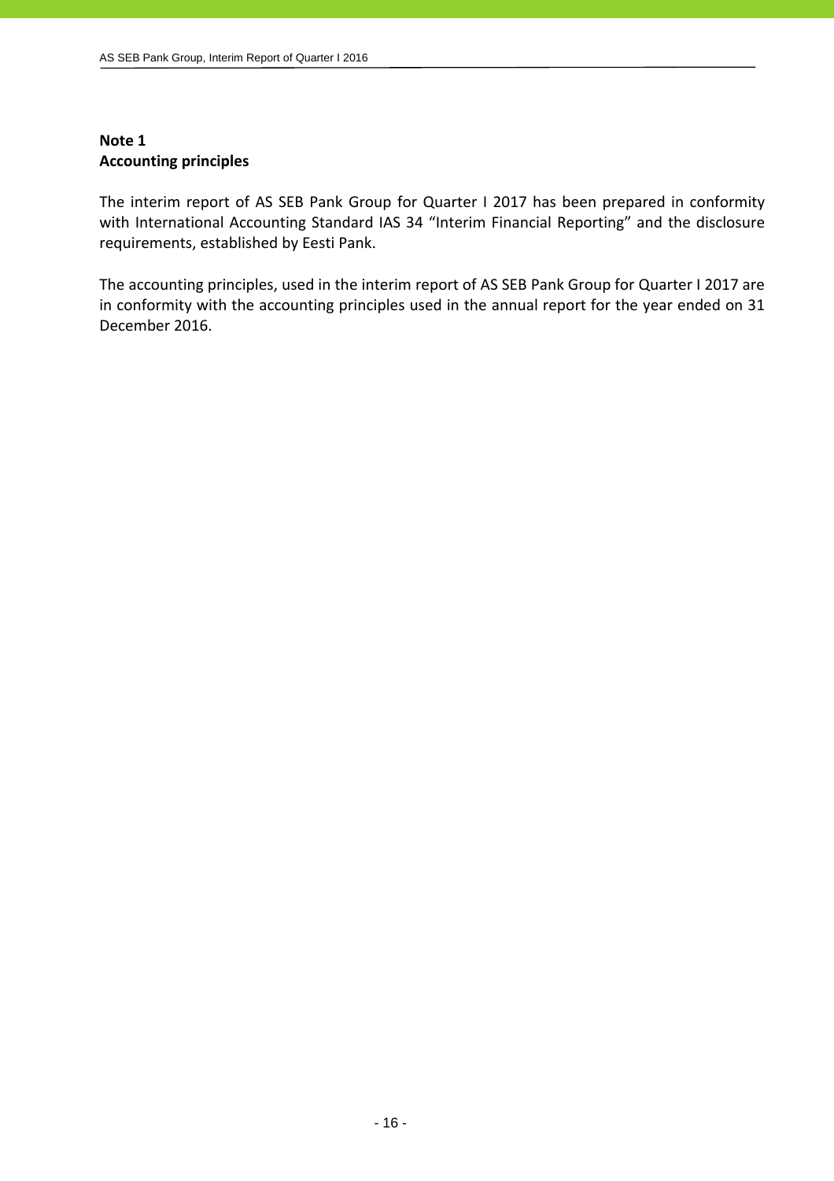**Note 1**
**Accounting principles**

The interim report of AS SEB Pank Group for Quarter I 2017 has been prepared in conformity with International Accounting Standard IAS 34 "Interim Financial Reporting" and the disclosure requirements, established by Eesti Pank.

The accounting principles, used in the interim report of AS SEB Pank Group for Quarter I 2017 are in conformity with the accounting principles used in the annual report for the year ended on 31 December 2016.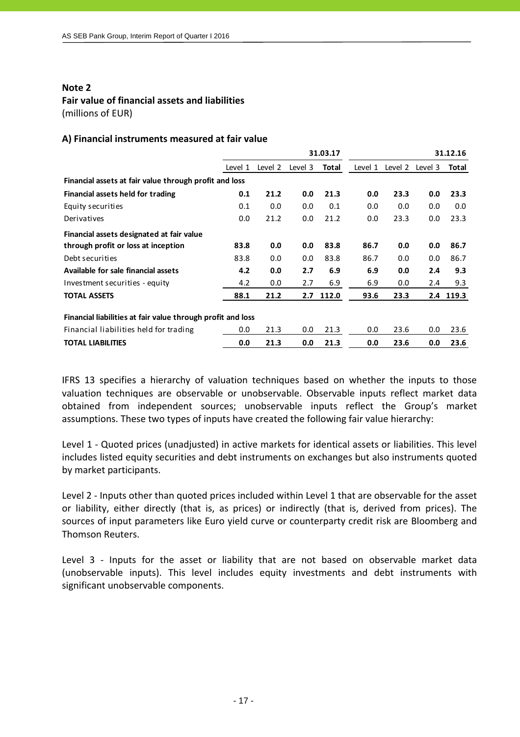## Note 2
## Fair value of financial assets and liabilities
(millions of EUR)

### A) Financial instruments measured at fair value

| | | | | 31.03.17 | | | | 31.12.16 |
|---|---|---|---|---|---|---|---|---|
| | Level 1 | Level 2 | Level 3 | **Total** | Level 1 | Level 2 | Level 3 | **Total** |
| **Financial assets at fair value through profit and loss** | | | | | | | | |
| **Financial assets held for trading** | **0.1** | **21.2** | **0.0** | **21.3** | **0.0** | **23.3** | **0.0** | **23.3** |
| Equity securities | 0.1 | 0.0 | 0.0 | 0.1 | 0.0 | 0.0 | 0.0 | 0.0 |
| Derivatives | 0.0 | 21.2 | 0.0 | 21.2 | 0.0 | 23.3 | 0.0 | 23.3 |
| **Financial assets designated at fair value through profit or loss at inception** | **83.8** | **0.0** | **0.0** | **83.8** | **86.7** | **0.0** | **0.0** | **86.7** |
| Debt securities | 83.8 | 0.0 | 0.0 | 83.8 | 86.7 | 0.0 | 0.0 | 86.7 |
| **Available for sale financial assets** | **4.2** | **0.0** | **2.7** | **6.9** | **6.9** | **0.0** | **2.4** | **9.3** |
| Investment securities - equity | 4.2 | 0.0 | 2.7 | 6.9 | 6.9 | 0.0 | 2.4 | 9.3 |
| **TOTAL ASSETS** | **88.1** | **21.2** | **2.7** | **112.0** | **93.6** | **23.3** | **2.4** | **119.3** |
| **Financial liabilities at fair value through profit and loss** | | | | | | | | |
| Financial liabilities held for trading | 0.0 | 21.3 | 0.0 | 21.3 | 0.0 | 23.6 | 0.0 | 23.6 |
| **TOTAL LIABILITIES** | **0.0** | **21.3** | **0.0** | **21.3** | **0.0** | **23.6** | **0.0** | **23.6** |

IFRS 13 specifies a hierarchy of valuation techniques based on whether the inputs to those valuation techniques are observable or unobservable. Observable inputs reflect market data obtained from independent sources; unobservable inputs reflect the Group's market assumptions. These two types of inputs have created the following fair value hierarchy:

Level 1 - Quoted prices (unadjusted) in active markets for identical assets or liabilities. This level includes listed equity securities and debt instruments on exchanges but also instruments quoted by market participants.

Level 2 - Inputs other than quoted prices included within Level 1 that are observable for the asset or liability, either directly (that is, as prices) or indirectly (that is, derived from prices). The sources of input parameters like Euro yield curve or counterparty credit risk are Bloomberg and Thomson Reuters.

Level 3 - Inputs for the asset or liability that are not based on observable market data (unobservable inputs). This level includes equity investments and debt instruments with significant unobservable components.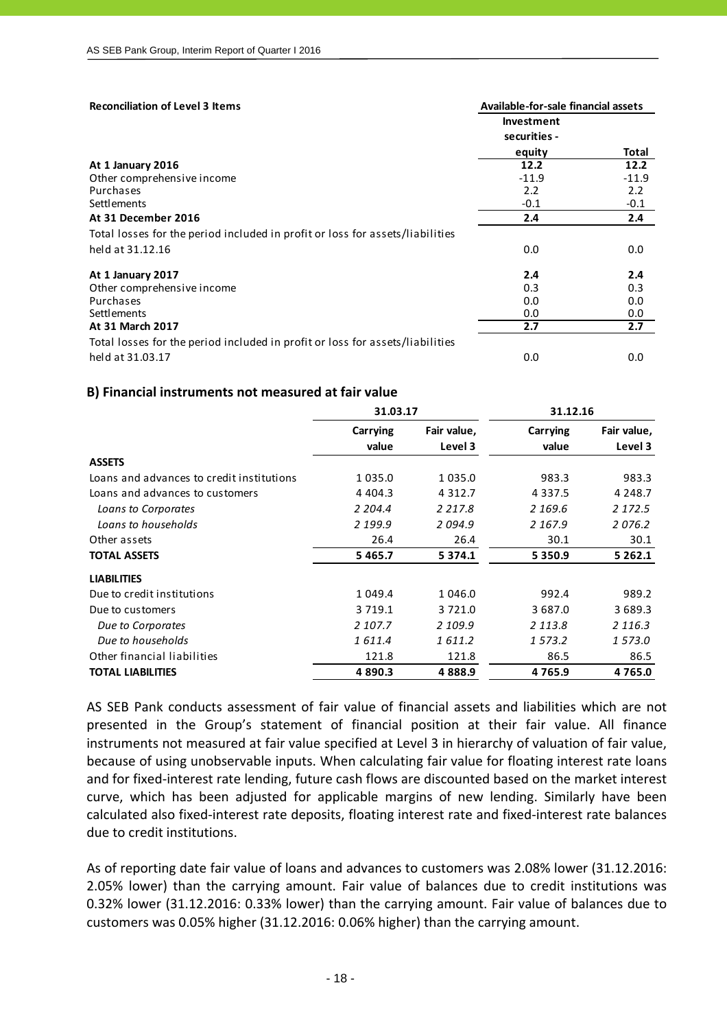**Reconciliation of Level 3 Items**

| | Available-for-sale financial assets | |
|---|---|---|
| | Investment securities - equity | Total |
| **At 1 January 2016** | **12.2** | **12.2** |
| Other comprehensive income | -11.9 | -11.9 |
| Purchases | 2.2 | 2.2 |
| Settlements | -0.1 | -0.1 |
| **At 31 December 2016** | **2.4** | **2.4** |
| Total losses for the period included in profit or loss for assets/liabilities held at 31.12.16 | 0.0 | 0.0 |
| **At 1 January 2017** | **2.4** | **2.4** |
| Other comprehensive income | 0.3 | 0.3 |
| Purchases | 0.0 | 0.0 |
| Settlements | 0.0 | 0.0 |
| **At 31 March 2017** | **2.7** | **2.7** |
| Total losses for the period included in profit or loss for assets/liabilities held at 31.03.17 | 0.0 | 0.0 |

### B) Financial instruments not measured at fair value

| | 31.03.17 | | 31.12.16 | |
|---|---|---|---|---|
| | Carrying value | Fair value, Level 3 | Carrying value | Fair value, Level 3 |
| **ASSETS** | | | | |
| Loans and advances to credit institutions | 1 035.0 | 1 035.0 | 983.3 | 983.3 |
| Loans and advances to customers | 4 404.3 | 4 312.7 | 4 337.5 | 4 248.7 |
| *Loans to Corporates* | *2 204.4* | *2 217.8* | *2 169.6* | *2 172.5* |
| *Loans to households* | *2 199.9* | *2 094.9* | *2 167.9* | *2 076.2* |
| Other assets | 26.4 | 26.4 | 30.1 | 30.1 |
| **TOTAL ASSETS** | **5 465.7** | **5 374.1** | **5 350.9** | **5 262.1** |
| **LIABILITIES** | | | | |
| Due to credit institutions | 1 049.4 | 1 046.0 | 992.4 | 989.2 |
| Due to customers | 3 719.1 | 3 721.0 | 3 687.0 | 3 689.3 |
| *Due to Corporates* | *2 107.7* | *2 109.9* | *2 113.8* | *2 116.3* |
| *Due to households* | *1 611.4* | *1 611.2* | *1 573.2* | *1 573.0* |
| Other financial liabilities | 121.8 | 121.8 | 86.5 | 86.5 |
| **TOTAL LIABILITIES** | **4 890.3** | **4 888.9** | **4 765.9** | **4 765.0** |

AS SEB Pank conducts assessment of fair value of financial assets and liabilities which are not presented in the Group's statement of financial position at their fair value. All finance instruments not measured at fair value specified at Level 3 in hierarchy of valuation of fair value, because of using unobservable inputs. When calculating fair value for floating interest rate loans and for fixed-interest rate lending, future cash flows are discounted based on the market interest curve, which has been adjusted for applicable margins of new lending. Similarly have been calculated also fixed-interest rate deposits, floating interest rate and fixed-interest rate balances due to credit institutions.

As of reporting date fair value of loans and advances to customers was 2.08% lower (31.12.2016: 2.05% lower) than the carrying amount. Fair value of balances due to credit institutions was 0.32% lower (31.12.2016: 0.33% lower) than the carrying amount. Fair value of balances due to customers was 0.05% higher (31.12.2016: 0.06% higher) than the carrying amount.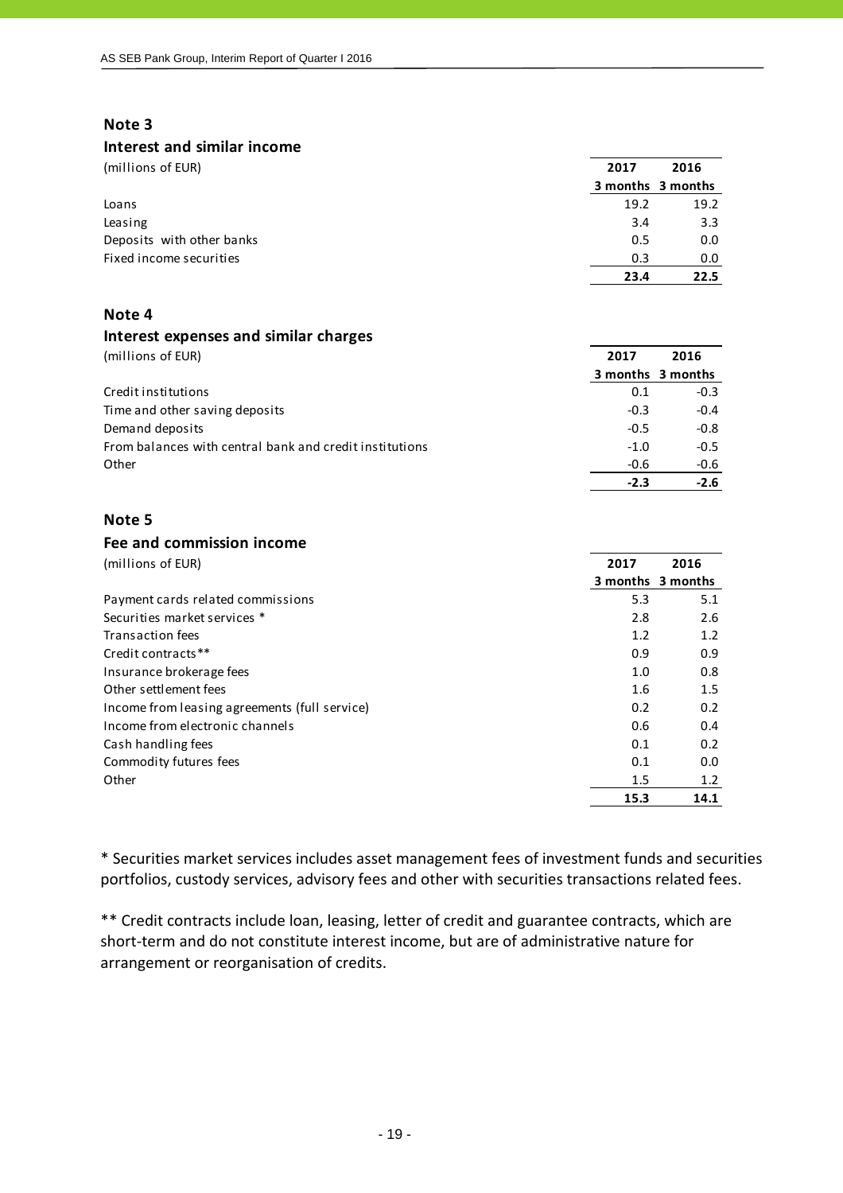## Note 3

### Interest and similar income

| (millions of EUR) | 2017<br>3 months | 2016<br>3 months |
|---|---|---|
| Loans | 19.2 | 19.2 |
| Leasing | 3.4 | 3.3 |
| Deposits with other banks | 0.5 | 0.0 |
| Fixed income securities | 0.3 | 0.0 |
| | **23.4** | **22.5** |

## Note 4

### Interest expenses and similar charges

| (millions of EUR) | 2017<br>3 months | 2016<br>3 months |
|---|---|---|
| Credit institutions | 0.1 | -0.3 |
| Time and other saving deposits | -0.3 | -0.4 |
| Demand deposits | -0.5 | -0.8 |
| From balances with central bank and credit institutions | -1.0 | -0.5 |
| Other | -0.6 | -0.6 |
| | **-2.3** | **-2.6** |

## Note 5

### Fee and commission income

| (millions of EUR) | 2017<br>3 months | 2016<br>3 months |
|---|---|---|
| Payment cards related commissions | 5.3 | 5.1 |
| Securities market services * | 2.8 | 2.6 |
| Transaction fees | 1.2 | 1.2 |
| Credit contracts** | 0.9 | 0.9 |
| Insurance brokerage fees | 1.0 | 0.8 |
| Other settlement fees | 1.6 | 1.5 |
| Income from leasing agreements (full service) | 0.2 | 0.2 |
| Income from electronic channels | 0.6 | 0.4 |
| Cash handling fees | 0.1 | 0.2 |
| Commodity futures fees | 0.1 | 0.0 |
| Other | 1.5 | 1.2 |
| | **15.3** | **14.1** |

* Securities market services includes asset management fees of investment funds and securities portfolios, custody services, advisory fees and other with securities transactions related fees.

** Credit contracts include loan, leasing, letter of credit and guarantee contracts, which are short-term and do not constitute interest income, but are of administrative nature for arrangement or reorganisation of credits.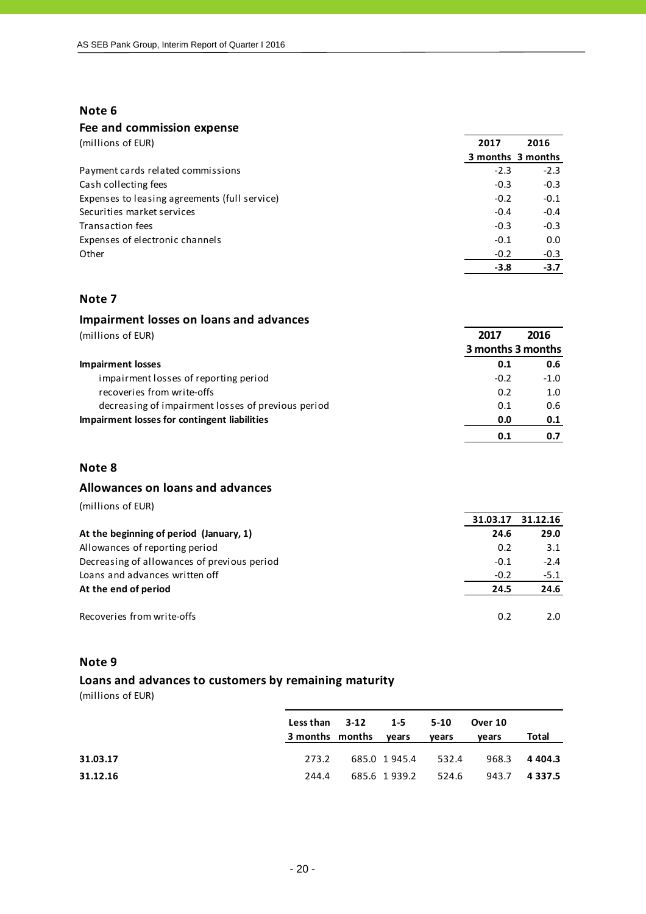## Note 6

### Fee and commission expense

(millions of EUR)

| | 2017 3 months | 2016 3 months |
|---|---|---|
| Payment cards related commissions | -2.3 | -2.3 |
| Cash collecting fees | -0.3 | -0.3 |
| Expenses to leasing agreements (full service) | -0.2 | -0.1 |
| Securities market services | -0.4 | -0.4 |
| Transaction fees | -0.3 | -0.3 |
| Expenses of electronic channels | -0.1 | 0.0 |
| Other | -0.2 | -0.3 |
| | **-3.8** | **-3.7** |

## Note 7

### Impairment losses on loans and advances

(millions of EUR)

| | 2017 3 months | 2016 3 months |
|---|---|---|
| **Impairment losses** | **0.1** | **0.6** |
| impairment losses of reporting period | -0.2 | -1.0 |
| recoveries from write-offs | 0.2 | 1.0 |
| decreasing of impairment losses of previous period | 0.1 | 0.6 |
| **Impairment losses for contingent liabilities** | **0.0** | **0.1** |
| | **0.1** | **0.7** |

## Note 8

### Allowances on loans and advances

(millions of EUR)

| | 31.03.17 | 31.12.16 |
|---|---|---|
| **At the beginning of period (January, 1)** | **24.6** | **29.0** |
| Allowances of reporting period | 0.2 | 3.1 |
| Decreasing of allowances of previous period | -0.1 | -2.4 |
| Loans and advances written off | -0.2 | -5.1 |
| **At the end of period** | **24.5** | **24.6** |
| | | |
| Recoveries from write-offs | 0.2 | 2.0 |

## Note 9

### Loans and advances to customers by remaining maturity

(millions of EUR)

| | Less than 3 months | 3-12 months | 1-5 years | 5-10 years | Over 10 years | Total |
|---|---|---|---|---|---|---|
| **31.03.17** | 273.2 | 685.0 | 1 945.4 | 532.4 | 968.3 | **4 404.3** |
| **31.12.16** | 244.4 | 685.6 | 1 939.2 | 524.6 | 943.7 | **4 337.5** |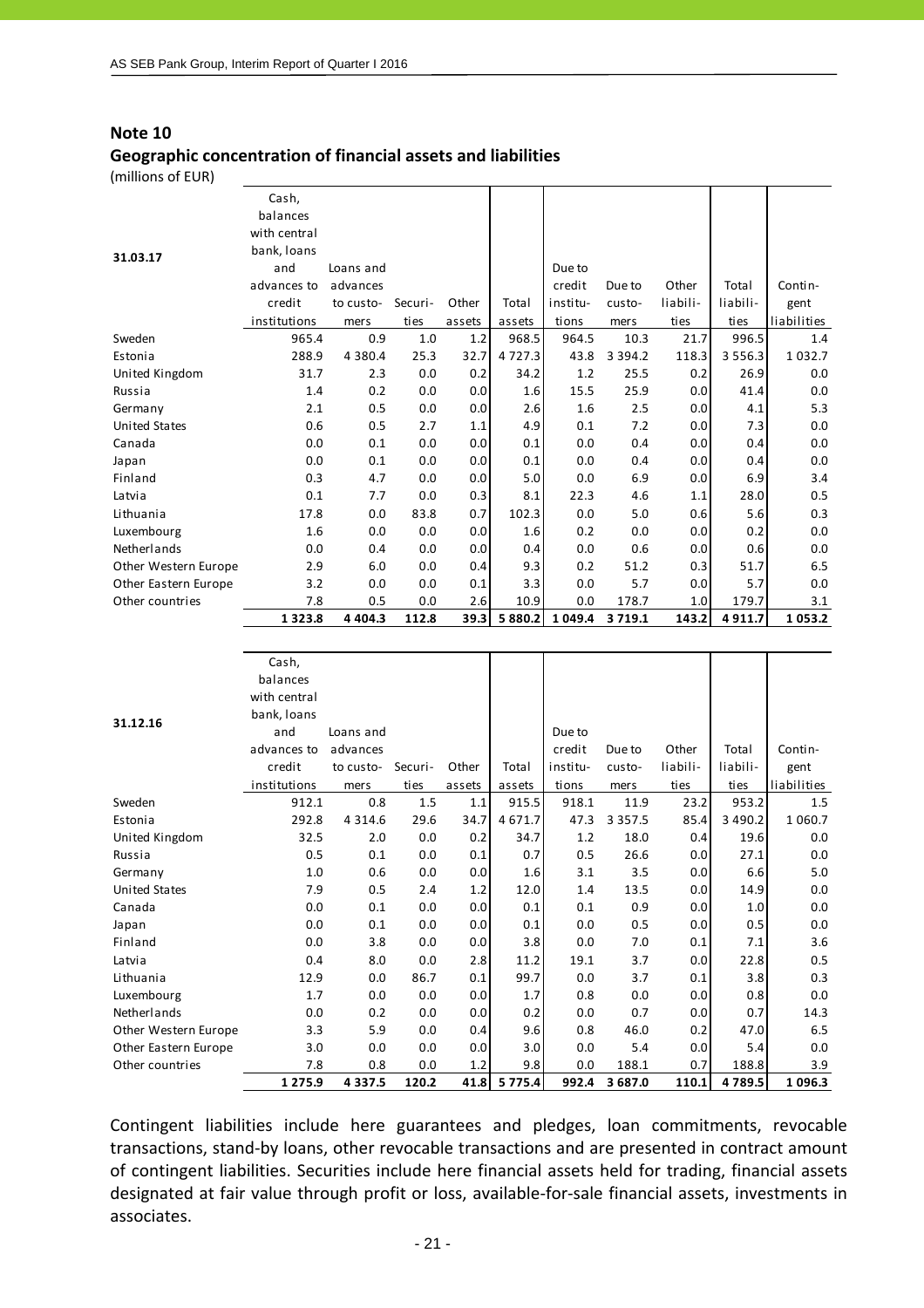## Note 10

### Geographic concentration of financial assets and liabilities

(millions of EUR)

| 31.03.17 | Cash, balances with central bank, loans and advances to credit institutions | Loans and advances to customers | Securities | Other assets | Total assets | Due to credit institutions | Due to customers | Other liabilities | Total liabilities | Contingent liabilities |
|---|---|---|---|---|---|---|---|---|---|---|
| Sweden | 965.4 | 0.9 | 1.0 | 1.2 | 968.5 | 964.5 | 10.3 | 21.7 | 996.5 | 1.4 |
| Estonia | 288.9 | 4 380.4 | 25.3 | 32.7 | 4 727.3 | 43.8 | 3 394.2 | 118.3 | 3 556.3 | 1 032.7 |
| United Kingdom | 31.7 | 2.3 | 0.0 | 0.2 | 34.2 | 1.2 | 25.5 | 0.2 | 26.9 | 0.0 |
| Russia | 1.4 | 0.2 | 0.0 | 0.0 | 1.6 | 15.5 | 25.9 | 0.0 | 41.4 | 0.0 |
| Germany | 2.1 | 0.5 | 0.0 | 0.0 | 2.6 | 1.6 | 2.5 | 0.0 | 4.1 | 5.3 |
| United States | 0.6 | 0.5 | 2.7 | 1.1 | 4.9 | 0.1 | 7.2 | 0.0 | 7.3 | 0.0 |
| Canada | 0.0 | 0.1 | 0.0 | 0.0 | 0.1 | 0.0 | 0.4 | 0.0 | 0.4 | 0.0 |
| Japan | 0.0 | 0.1 | 0.0 | 0.0 | 0.1 | 0.0 | 0.4 | 0.0 | 0.4 | 0.0 |
| Finland | 0.3 | 4.7 | 0.0 | 0.0 | 5.0 | 0.0 | 6.9 | 0.0 | 6.9 | 3.4 |
| Latvia | 0.1 | 7.7 | 0.0 | 0.3 | 8.1 | 22.3 | 4.6 | 1.1 | 28.0 | 0.5 |
| Lithuania | 17.8 | 0.0 | 83.8 | 0.7 | 102.3 | 0.0 | 5.0 | 0.6 | 5.6 | 0.3 |
| Luxembourg | 1.6 | 0.0 | 0.0 | 0.0 | 1.6 | 0.2 | 0.0 | 0.0 | 0.2 | 0.0 |
| Netherlands | 0.0 | 0.4 | 0.0 | 0.0 | 0.4 | 0.0 | 0.6 | 0.0 | 0.6 | 0.0 |
| Other Western Europe | 2.9 | 6.0 | 0.0 | 0.4 | 9.3 | 0.2 | 51.2 | 0.3 | 51.7 | 6.5 |
| Other Eastern Europe | 3.2 | 0.0 | 0.0 | 0.1 | 3.3 | 0.0 | 5.7 | 0.0 | 5.7 | 0.0 |
| Other countries | 7.8 | 0.5 | 0.0 | 2.6 | 10.9 | 0.0 | 178.7 | 1.0 | 179.7 | 3.1 |
| | **1 323.8** | **4 404.3** | **112.8** | **39.3** | **5 880.2** | **1 049.4** | **3 719.1** | **143.2** | **4 911.7** | **1 053.2** |

| 31.12.16 | Cash, balances with central bank, loans and advances to credit institutions | Loans and advances to customers | Securities | Other assets | Total assets | Due to credit institutions | Due to customers | Other liabilities | Total liabilities | Contingent liabilities |
|---|---|---|---|---|---|---|---|---|---|---|
| Sweden | 912.1 | 0.8 | 1.5 | 1.1 | 915.5 | 918.1 | 11.9 | 23.2 | 953.2 | 1.5 |
| Estonia | 292.8 | 4 314.6 | 29.6 | 34.7 | 4 671.7 | 47.3 | 3 357.5 | 85.4 | 3 490.2 | 1 060.7 |
| United Kingdom | 32.5 | 2.0 | 0.0 | 0.2 | 34.7 | 1.2 | 18.0 | 0.4 | 19.6 | 0.0 |
| Russia | 0.5 | 0.1 | 0.0 | 0.1 | 0.7 | 0.5 | 26.6 | 0.0 | 27.1 | 0.0 |
| Germany | 1.0 | 0.6 | 0.0 | 0.0 | 1.6 | 3.1 | 3.5 | 0.0 | 6.6 | 5.0 |
| United States | 7.9 | 0.5 | 2.4 | 1.2 | 12.0 | 1.4 | 13.5 | 0.0 | 14.9 | 0.0 |
| Canada | 0.0 | 0.1 | 0.0 | 0.0 | 0.1 | 0.1 | 0.9 | 0.0 | 1.0 | 0.0 |
| Japan | 0.0 | 0.1 | 0.0 | 0.0 | 0.1 | 0.0 | 0.5 | 0.0 | 0.5 | 0.0 |
| Finland | 0.0 | 3.8 | 0.0 | 0.0 | 3.8 | 0.0 | 7.0 | 0.1 | 7.1 | 3.6 |
| Latvia | 0.4 | 8.0 | 0.0 | 2.8 | 11.2 | 19.1 | 3.7 | 0.0 | 22.8 | 0.5 |
| Lithuania | 12.9 | 0.0 | 86.7 | 0.1 | 99.7 | 0.0 | 3.7 | 0.1 | 3.8 | 0.3 |
| Luxembourg | 1.7 | 0.0 | 0.0 | 0.0 | 1.7 | 0.8 | 0.0 | 0.0 | 0.8 | 0.0 |
| Netherlands | 0.0 | 0.2 | 0.0 | 0.0 | 0.2 | 0.0 | 0.7 | 0.0 | 0.7 | 14.3 |
| Other Western Europe | 3.3 | 5.9 | 0.0 | 0.4 | 9.6 | 0.8 | 46.0 | 0.2 | 47.0 | 6.5 |
| Other Eastern Europe | 3.0 | 0.0 | 0.0 | 0.0 | 3.0 | 0.0 | 5.4 | 0.0 | 5.4 | 0.0 |
| Other countries | 7.8 | 0.8 | 0.0 | 1.2 | 9.8 | 0.0 | 188.1 | 0.7 | 188.8 | 3.9 |
| | **1 275.9** | **4 337.5** | **120.2** | **41.8** | **5 775.4** | **992.4** | **3 687.0** | **110.1** | **4 789.5** | **1 096.3** |

Contingent liabilities include here guarantees and pledges, loan commitments, revocable transactions, stand-by loans, other revocable transactions and are presented in contract amount of contingent liabilities. Securities include here financial assets held for trading, financial assets designated at fair value through profit or loss, available-for-sale financial assets, investments in associates.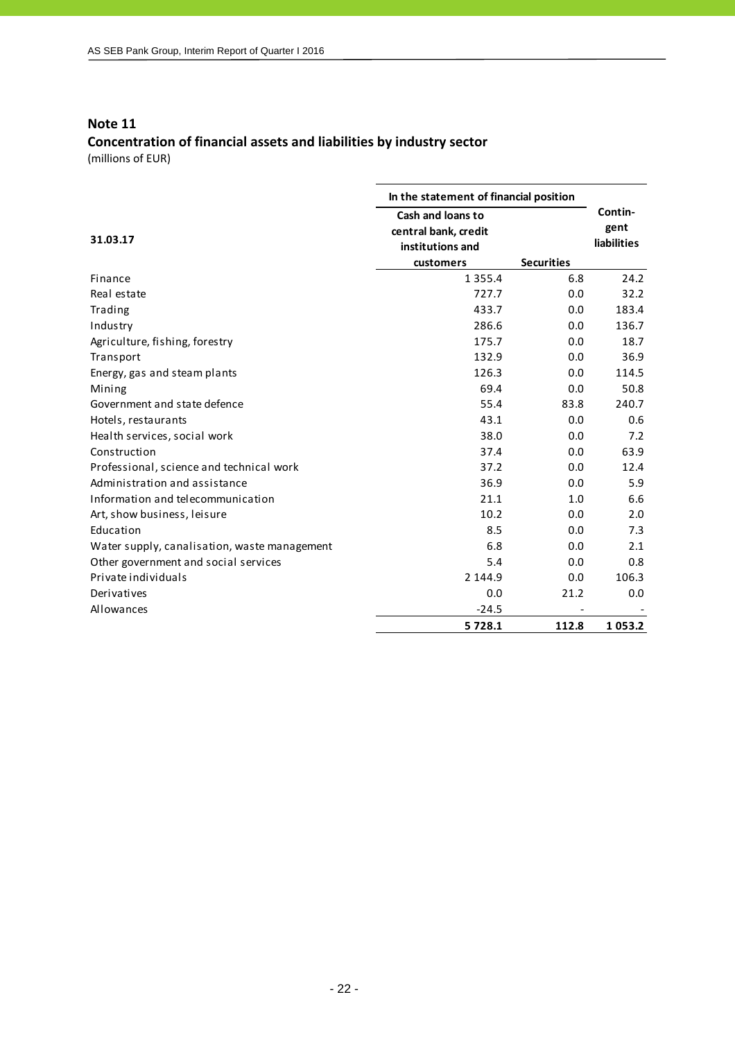## Note 11

### Concentration of financial assets and liabilities by industry sector

(millions of EUR)

| 31.03.17 | In the statement of financial position | | Contin-gent liabilities |
|---|---|---|---|
| | Cash and loans to central bank, credit institutions and customers | Securities | |
| Finance | 1 355.4 | 6.8 | 24.2 |
| Real estate | 727.7 | 0.0 | 32.2 |
| Trading | 433.7 | 0.0 | 183.4 |
| Industry | 286.6 | 0.0 | 136.7 |
| Agriculture, fishing, forestry | 175.7 | 0.0 | 18.7 |
| Transport | 132.9 | 0.0 | 36.9 |
| Energy, gas and steam plants | 126.3 | 0.0 | 114.5 |
| Mining | 69.4 | 0.0 | 50.8 |
| Government and state defence | 55.4 | 83.8 | 240.7 |
| Hotels, restaurants | 43.1 | 0.0 | 0.6 |
| Health services, social work | 38.0 | 0.0 | 7.2 |
| Construction | 37.4 | 0.0 | 63.9 |
| Professional, science and technical work | 37.2 | 0.0 | 12.4 |
| Administration and assistance | 36.9 | 0.0 | 5.9 |
| Information and telecommunication | 21.1 | 1.0 | 6.6 |
| Art, show business, leisure | 10.2 | 0.0 | 2.0 |
| Education | 8.5 | 0.0 | 7.3 |
| Water supply, canalisation, waste management | 6.8 | 0.0 | 2.1 |
| Other government and social services | 5.4 | 0.0 | 0.8 |
| Private individuals | 2 144.9 | 0.0 | 106.3 |
| Derivatives | 0.0 | 21.2 | 0.0 |
| Allowances | -24.5 | - | - |
| | **5 728.1** | **112.8** | **1 053.2** |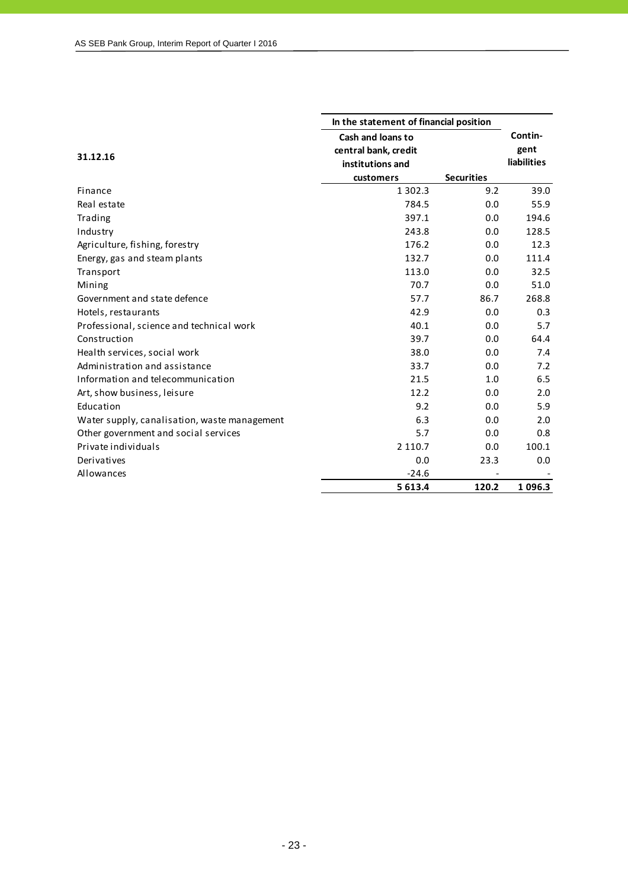| 31.12.16 | In the statement of financial position | | |
|---|---|---|---|
| | **Cash and loans to central bank, credit institutions and customers** | **Securities** | **Contin-gent liabilities** |
| Finance | 1 302.3 | 9.2 | 39.0 |
| Real estate | 784.5 | 0.0 | 55.9 |
| Trading | 397.1 | 0.0 | 194.6 |
| Industry | 243.8 | 0.0 | 128.5 |
| Agriculture, fishing, forestry | 176.2 | 0.0 | 12.3 |
| Energy, gas and steam plants | 132.7 | 0.0 | 111.4 |
| Transport | 113.0 | 0.0 | 32.5 |
| Mining | 70.7 | 0.0 | 51.0 |
| Government and state defence | 57.7 | 86.7 | 268.8 |
| Hotels, restaurants | 42.9 | 0.0 | 0.3 |
| Professional, science and technical work | 40.1 | 0.0 | 5.7 |
| Construction | 39.7 | 0.0 | 64.4 |
| Health services, social work | 38.0 | 0.0 | 7.4 |
| Administration and assistance | 33.7 | 0.0 | 7.2 |
| Information and telecommunication | 21.5 | 1.0 | 6.5 |
| Art, show business, leisure | 12.2 | 0.0 | 2.0 |
| Education | 9.2 | 0.0 | 5.9 |
| Water supply, canalisation, waste management | 6.3 | 0.0 | 2.0 |
| Other government and social services | 5.7 | 0.0 | 0.8 |
| Private individuals | 2 110.7 | 0.0 | 100.1 |
| Derivatives | 0.0 | 23.3 | 0.0 |
| Allowances | -24.6 | - | - |
| | **5 613.4** | **120.2** | **1 096.3** |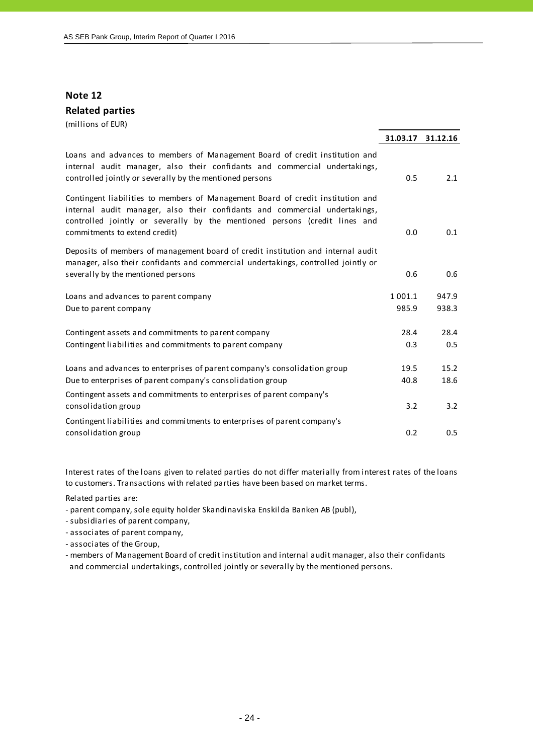## Note 12

## Related parties

(millions of EUR)

| | 31.03.17 | 31.12.16 |
|---|---|---|
| Loans and advances to members of Management Board of credit institution and internal audit manager, also their confidants and commercial undertakings, controlled jointly or severally by the mentioned persons | 0.5 | 2.1 |
| Contingent liabilities to members of Management Board of credit institution and internal audit manager, also their confidants and commercial undertakings, controlled jointly or severally by the mentioned persons (credit lines and commitments to extend credit) | 0.0 | 0.1 |
| Deposits of members of management board of credit institution and internal audit manager, also their confidants and commercial undertakings, controlled jointly or severally by the mentioned persons | 0.6 | 0.6 |
| Loans and advances to parent company | 1 001.1 | 947.9 |
| Due to parent company | 985.9 | 938.3 |
| Contingent assets and commitments to parent company | 28.4 | 28.4 |
| Contingent liabilities and commitments to parent company | 0.3 | 0.5 |
| Loans and advances to enterprises of parent company's consolidation group | 19.5 | 15.2 |
| Due to enterprises of parent company's consolidation group | 40.8 | 18.6 |
| Contingent assets and commitments to enterprises of parent company's consolidation group | 3.2 | 3.2 |
| Contingent liabilities and commitments to enterprises of parent company's consolidation group | 0.2 | 0.5 |

Interest rates of the loans given to related parties do not differ materially from interest rates of the loans to customers. Transactions with related parties have been based on market terms.

Related parties are:

- parent company, sole equity holder Skandinaviska Enskilda Banken AB (publ),
- subsidiaries of parent company,
- associates of parent company,
- associates of the Group,
- members of Management Board of credit institution and internal audit manager, also their confidants and commercial undertakings, controlled jointly or severally by the mentioned persons.